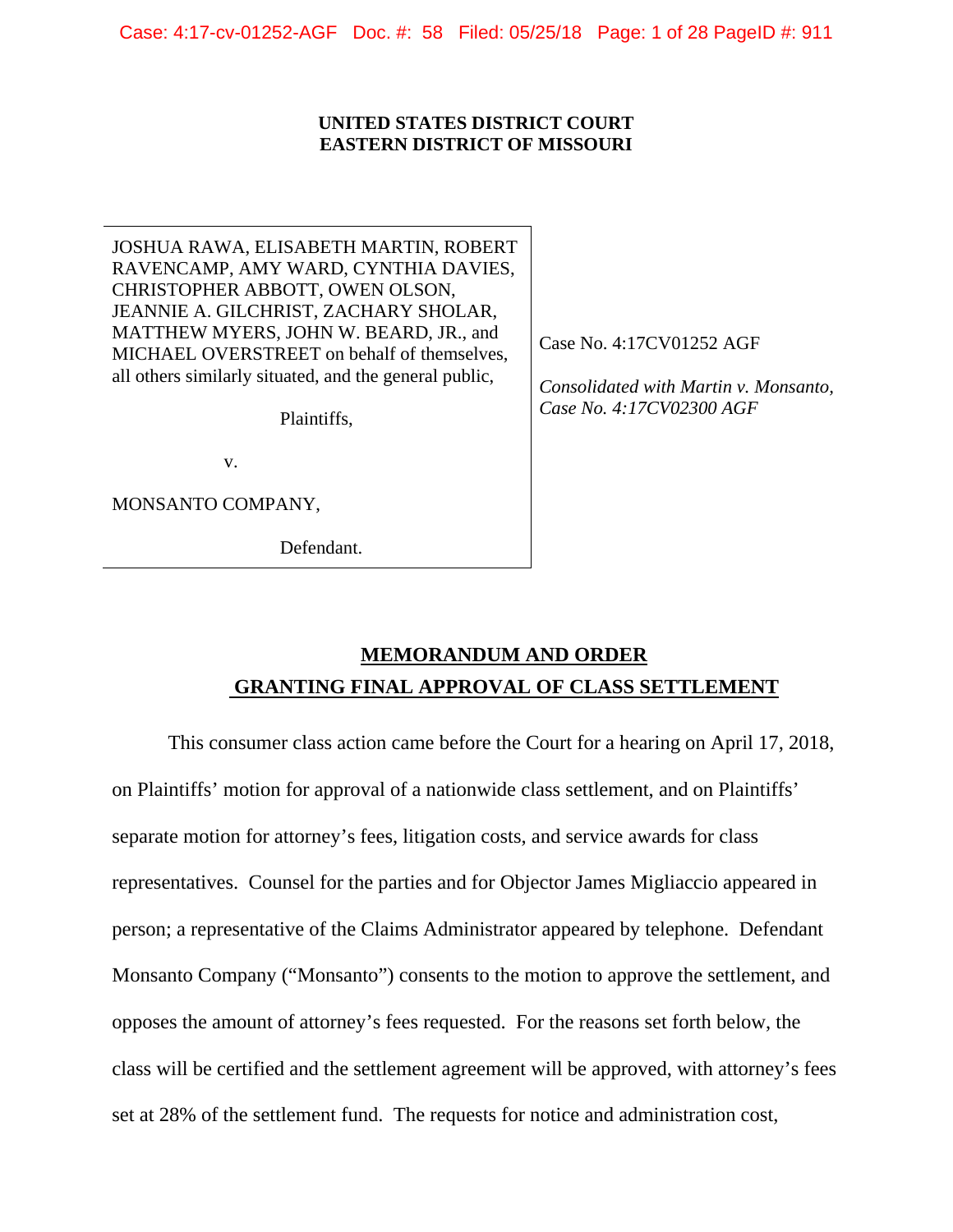**UNITED STATES DISTRICT COURT**
**EASTERN DISTRICT OF MISSOURI**

| | |
|---|---|
| JOSHUA RAWA, ELISABETH MARTIN, ROBERT RAVENCAMP, AMY WARD, CYNTHIA DAVIES, CHRISTOPHER ABBOTT, OWEN OLSON, JEANNIE A. GILCHRIST, ZACHARY SHOLAR, MATTHEW MYERS, JOHN W. BEARD, JR., and MICHAEL OVERSTREET on behalf of themselves, all others similarly situated, and the general public,<br><br>Plaintiffs,<br><br>v.<br><br>MONSANTO COMPANY,<br><br>Defendant. | Case No. 4:17CV01252 AGF<br><br>*Consolidated with Martin v. Monsanto, Case No. 4:17CV02300 AGF* |

## MEMORANDUM AND ORDER GRANTING FINAL APPROVAL OF CLASS SETTLEMENT

This consumer class action came before the Court for a hearing on April 17, 2018, on Plaintiffs' motion for approval of a nationwide class settlement, and on Plaintiffs' separate motion for attorney's fees, litigation costs, and service awards for class representatives. Counsel for the parties and for Objector James Migliaccio appeared in person; a representative of the Claims Administrator appeared by telephone. Defendant Monsanto Company ("Monsanto") consents to the motion to approve the settlement, and opposes the amount of attorney's fees requested. For the reasons set forth below, the class will be certified and the settlement agreement will be approved, with attorney's fees set at 28% of the settlement fund. The requests for notice and administration cost,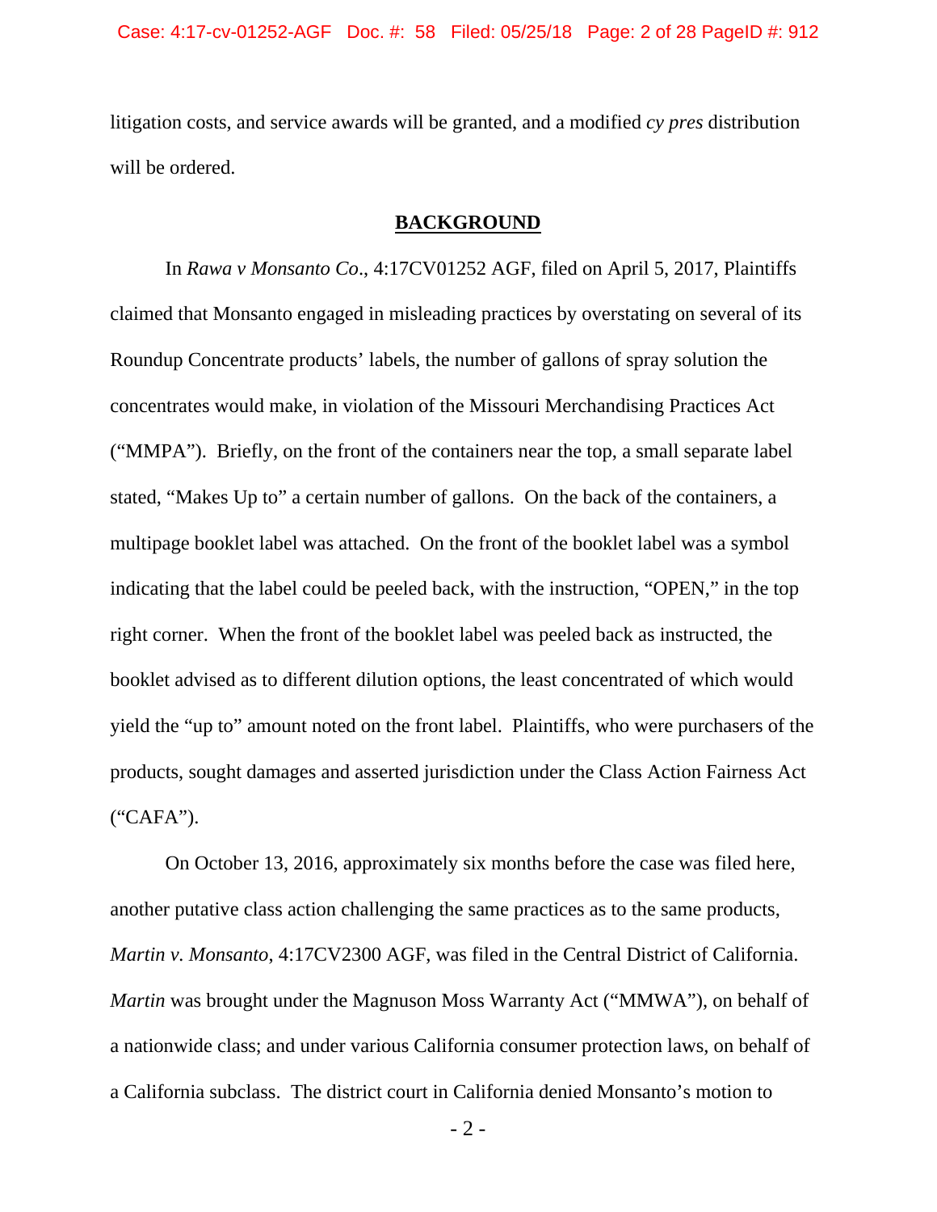litigation costs, and service awards will be granted, and a modified *cy pres* distribution will be ordered.

## BACKGROUND

In *Rawa v Monsanto Co*., 4:17CV01252 AGF, filed on April 5, 2017, Plaintiffs claimed that Monsanto engaged in misleading practices by overstating on several of its Roundup Concentrate products' labels, the number of gallons of spray solution the concentrates would make, in violation of the Missouri Merchandising Practices Act ("MMPA"). Briefly, on the front of the containers near the top, a small separate label stated, "Makes Up to" a certain number of gallons. On the back of the containers, a multipage booklet label was attached. On the front of the booklet label was a symbol indicating that the label could be peeled back, with the instruction, "OPEN," in the top right corner. When the front of the booklet label was peeled back as instructed, the booklet advised as to different dilution options, the least concentrated of which would yield the "up to" amount noted on the front label. Plaintiffs, who were purchasers of the products, sought damages and asserted jurisdiction under the Class Action Fairness Act ("CAFA").

On October 13, 2016, approximately six months before the case was filed here, another putative class action challenging the same practices as to the same products, *Martin v. Monsanto*, 4:17CV2300 AGF, was filed in the Central District of California. *Martin* was brought under the Magnuson Moss Warranty Act ("MMWA"), on behalf of a nationwide class; and under various California consumer protection laws, on behalf of a California subclass. The district court in California denied Monsanto's motion to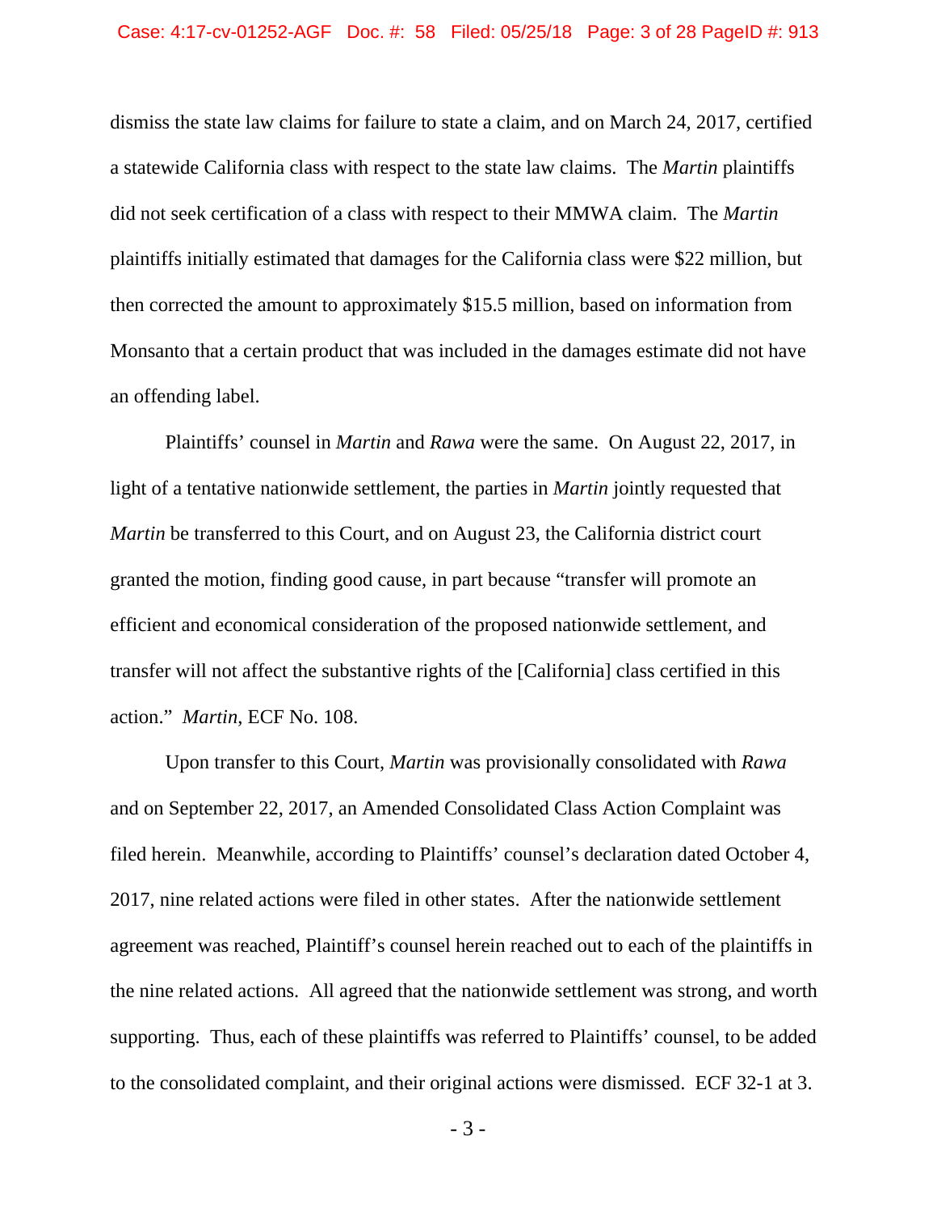dismiss the state law claims for failure to state a claim, and on March 24, 2017, certified a statewide California class with respect to the state law claims. The *Martin* plaintiffs did not seek certification of a class with respect to their MMWA claim. The *Martin* plaintiffs initially estimated that damages for the California class were $22 million, but then corrected the amount to approximately $15.5 million, based on information from Monsanto that a certain product that was included in the damages estimate did not have an offending label.

Plaintiffs' counsel in *Martin* and *Rawa* were the same. On August 22, 2017, in light of a tentative nationwide settlement, the parties in *Martin* jointly requested that *Martin* be transferred to this Court, and on August 23, the California district court granted the motion, finding good cause, in part because "transfer will promote an efficient and economical consideration of the proposed nationwide settlement, and transfer will not affect the substantive rights of the [California] class certified in this action." *Martin*, ECF No. 108.

Upon transfer to this Court, *Martin* was provisionally consolidated with *Rawa* and on September 22, 2017, an Amended Consolidated Class Action Complaint was filed herein. Meanwhile, according to Plaintiffs' counsel's declaration dated October 4, 2017, nine related actions were filed in other states. After the nationwide settlement agreement was reached, Plaintiff's counsel herein reached out to each of the plaintiffs in the nine related actions. All agreed that the nationwide settlement was strong, and worth supporting. Thus, each of these plaintiffs was referred to Plaintiffs' counsel, to be added to the consolidated complaint, and their original actions were dismissed. ECF 32-1 at 3.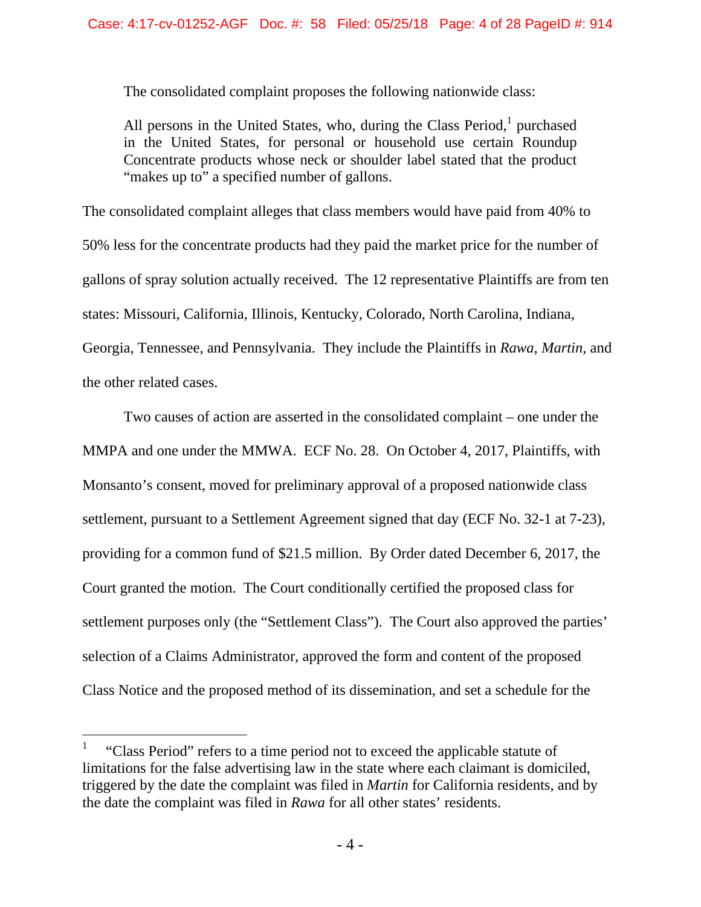The consolidated complaint proposes the following nationwide class:

> All persons in the United States, who, during the Class Period,[1] purchased in the United States, for personal or household use certain Roundup Concentrate products whose neck or shoulder label stated that the product "makes up to" a specified number of gallons.

The consolidated complaint alleges that class members would have paid from 40% to 50% less for the concentrate products had they paid the market price for the number of gallons of spray solution actually received. The 12 representative Plaintiffs are from ten states: Missouri, California, Illinois, Kentucky, Colorado, North Carolina, Indiana, Georgia, Tennessee, and Pennsylvania. They include the Plaintiffs in *Rawa*, *Martin*, and the other related cases.

Two causes of action are asserted in the consolidated complaint – one under the MMPA and one under the MMWA. ECF No. 28. On October 4, 2017, Plaintiffs, with Monsanto's consent, moved for preliminary approval of a proposed nationwide class settlement, pursuant to a Settlement Agreement signed that day (ECF No. 32-1 at 7-23), providing for a common fund of $21.5 million. By Order dated December 6, 2017, the Court granted the motion. The Court conditionally certified the proposed class for settlement purposes only (the "Settlement Class"). The Court also approved the parties' selection of a Claims Administrator, approved the form and content of the proposed Class Notice and the proposed method of its dissemination, and set a schedule for the

---

[1] "Class Period" refers to a time period not to exceed the applicable statute of limitations for the false advertising law in the state where each claimant is domiciled, triggered by the date the complaint was filed in *Martin* for California residents, and by the date the complaint was filed in *Rawa* for all other states' residents.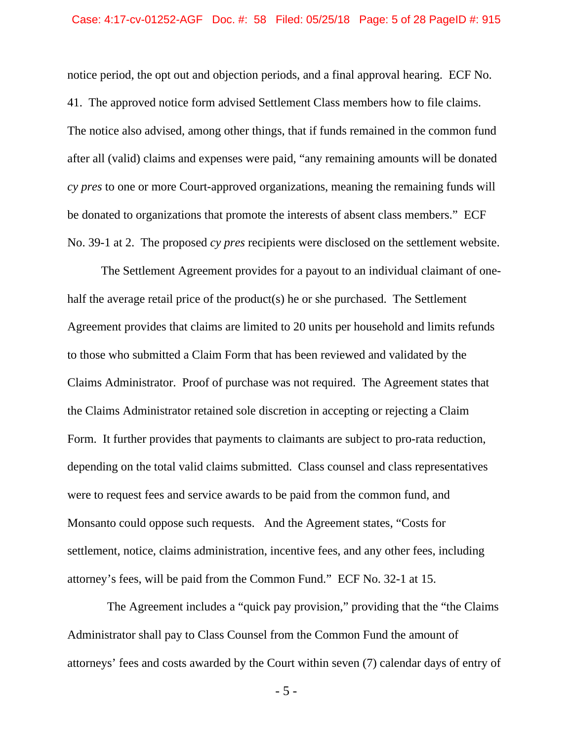notice period, the opt out and objection periods, and a final approval hearing. ECF No. 41. The approved notice form advised Settlement Class members how to file claims. The notice also advised, among other things, that if funds remained in the common fund after all (valid) claims and expenses were paid, "any remaining amounts will be donated *cy pres* to one or more Court-approved organizations, meaning the remaining funds will be donated to organizations that promote the interests of absent class members." ECF No. 39-1 at 2. The proposed *cy pres* recipients were disclosed on the settlement website.

The Settlement Agreement provides for a payout to an individual claimant of one-half the average retail price of the product(s) he or she purchased. The Settlement Agreement provides that claims are limited to 20 units per household and limits refunds to those who submitted a Claim Form that has been reviewed and validated by the Claims Administrator. Proof of purchase was not required. The Agreement states that the Claims Administrator retained sole discretion in accepting or rejecting a Claim Form. It further provides that payments to claimants are subject to pro-rata reduction, depending on the total valid claims submitted. Class counsel and class representatives were to request fees and service awards to be paid from the common fund, and Monsanto could oppose such requests. And the Agreement states, "Costs for settlement, notice, claims administration, incentive fees, and any other fees, including attorney's fees, will be paid from the Common Fund." ECF No. 32-1 at 15.

The Agreement includes a "quick pay provision," providing that the "the Claims Administrator shall pay to Class Counsel from the Common Fund the amount of attorneys' fees and costs awarded by the Court within seven (7) calendar days of entry of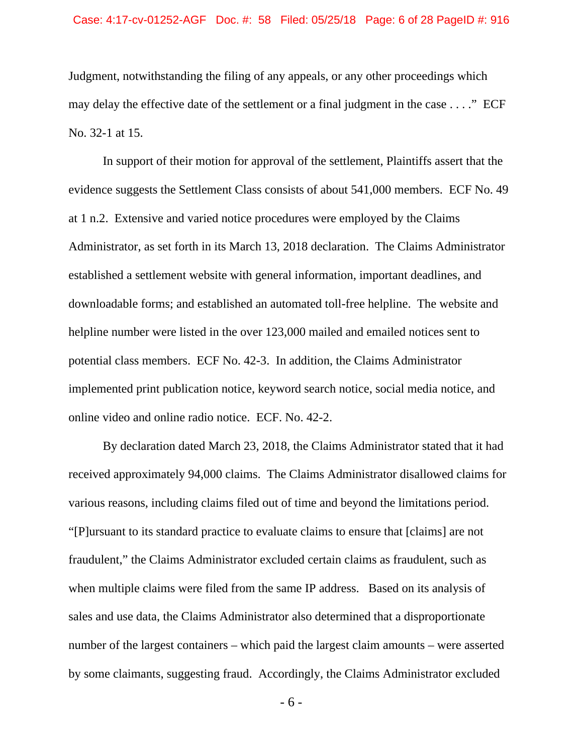Judgment, notwithstanding the filing of any appeals, or any other proceedings which may delay the effective date of the settlement or a final judgment in the case . . . ." ECF No. 32-1 at 15.

In support of their motion for approval of the settlement, Plaintiffs assert that the evidence suggests the Settlement Class consists of about 541,000 members. ECF No. 49 at 1 n.2. Extensive and varied notice procedures were employed by the Claims Administrator, as set forth in its March 13, 2018 declaration. The Claims Administrator established a settlement website with general information, important deadlines, and downloadable forms; and established an automated toll-free helpline. The website and helpline number were listed in the over 123,000 mailed and emailed notices sent to potential class members. ECF No. 42-3. In addition, the Claims Administrator implemented print publication notice, keyword search notice, social media notice, and online video and online radio notice. ECF. No. 42-2.

By declaration dated March 23, 2018, the Claims Administrator stated that it had received approximately 94,000 claims. The Claims Administrator disallowed claims for various reasons, including claims filed out of time and beyond the limitations period. "[P]ursuant to its standard practice to evaluate claims to ensure that [claims] are not fraudulent," the Claims Administrator excluded certain claims as fraudulent, such as when multiple claims were filed from the same IP address. Based on its analysis of sales and use data, the Claims Administrator also determined that a disproportionate number of the largest containers – which paid the largest claim amounts – were asserted by some claimants, suggesting fraud. Accordingly, the Claims Administrator excluded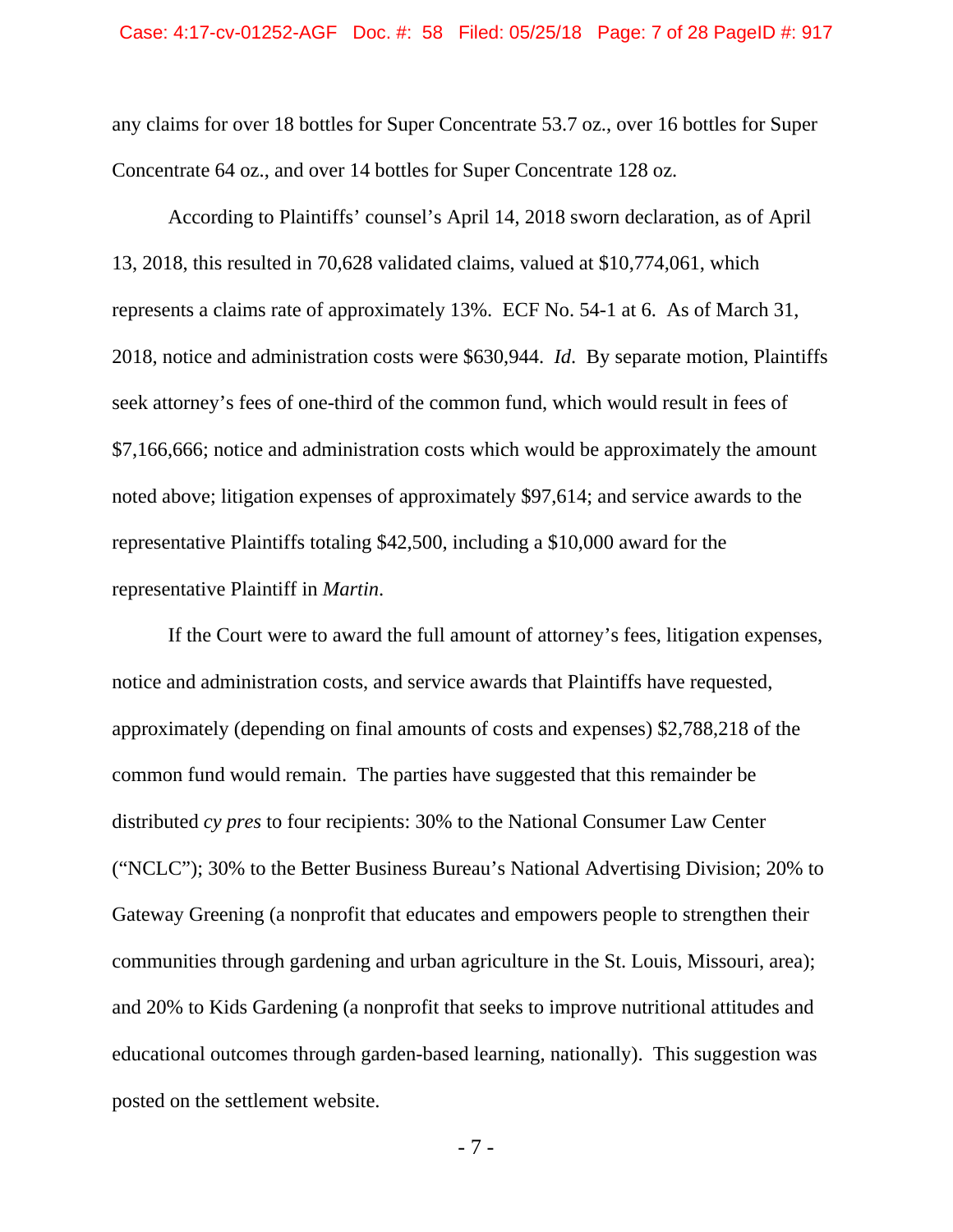any claims for over 18 bottles for Super Concentrate 53.7 oz., over 16 bottles for Super Concentrate 64 oz., and over 14 bottles for Super Concentrate 128 oz.

According to Plaintiffs' counsel's April 14, 2018 sworn declaration, as of April 13, 2018, this resulted in 70,628 validated claims, valued at $10,774,061, which represents a claims rate of approximately 13%. ECF No. 54-1 at 6. As of March 31, 2018, notice and administration costs were $630,944. *Id*. By separate motion, Plaintiffs seek attorney's fees of one-third of the common fund, which would result in fees of $7,166,666; notice and administration costs which would be approximately the amount noted above; litigation expenses of approximately $97,614; and service awards to the representative Plaintiffs totaling $42,500, including a $10,000 award for the representative Plaintiff in *Martin*.

If the Court were to award the full amount of attorney's fees, litigation expenses, notice and administration costs, and service awards that Plaintiffs have requested, approximately (depending on final amounts of costs and expenses) $2,788,218 of the common fund would remain. The parties have suggested that this remainder be distributed *cy pres* to four recipients: 30% to the National Consumer Law Center ("NCLC"); 30% to the Better Business Bureau's National Advertising Division; 20% to Gateway Greening (a nonprofit that educates and empowers people to strengthen their communities through gardening and urban agriculture in the St. Louis, Missouri, area); and 20% to Kids Gardening (a nonprofit that seeks to improve nutritional attitudes and educational outcomes through garden-based learning, nationally). This suggestion was posted on the settlement website.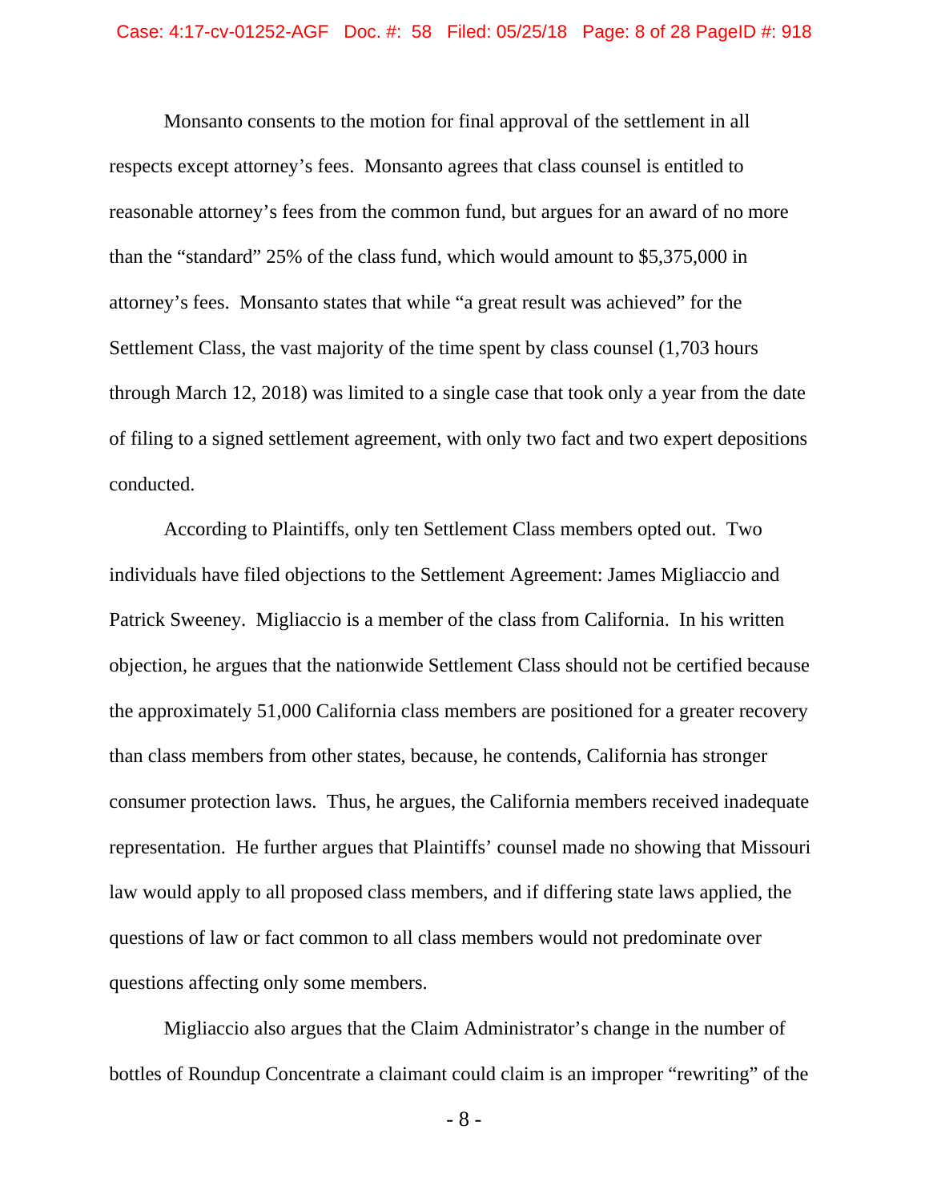Monsanto consents to the motion for final approval of the settlement in all respects except attorney's fees. Monsanto agrees that class counsel is entitled to reasonable attorney's fees from the common fund, but argues for an award of no more than the "standard" 25% of the class fund, which would amount to $5,375,000 in attorney's fees. Monsanto states that while "a great result was achieved" for the Settlement Class, the vast majority of the time spent by class counsel (1,703 hours through March 12, 2018) was limited to a single case that took only a year from the date of filing to a signed settlement agreement, with only two fact and two expert depositions conducted.

According to Plaintiffs, only ten Settlement Class members opted out. Two individuals have filed objections to the Settlement Agreement: James Migliaccio and Patrick Sweeney. Migliaccio is a member of the class from California. In his written objection, he argues that the nationwide Settlement Class should not be certified because the approximately 51,000 California class members are positioned for a greater recovery than class members from other states, because, he contends, California has stronger consumer protection laws. Thus, he argues, the California members received inadequate representation. He further argues that Plaintiffs' counsel made no showing that Missouri law would apply to all proposed class members, and if differing state laws applied, the questions of law or fact common to all class members would not predominate over questions affecting only some members.

Migliaccio also argues that the Claim Administrator's change in the number of bottles of Roundup Concentrate a claimant could claim is an improper "rewriting" of the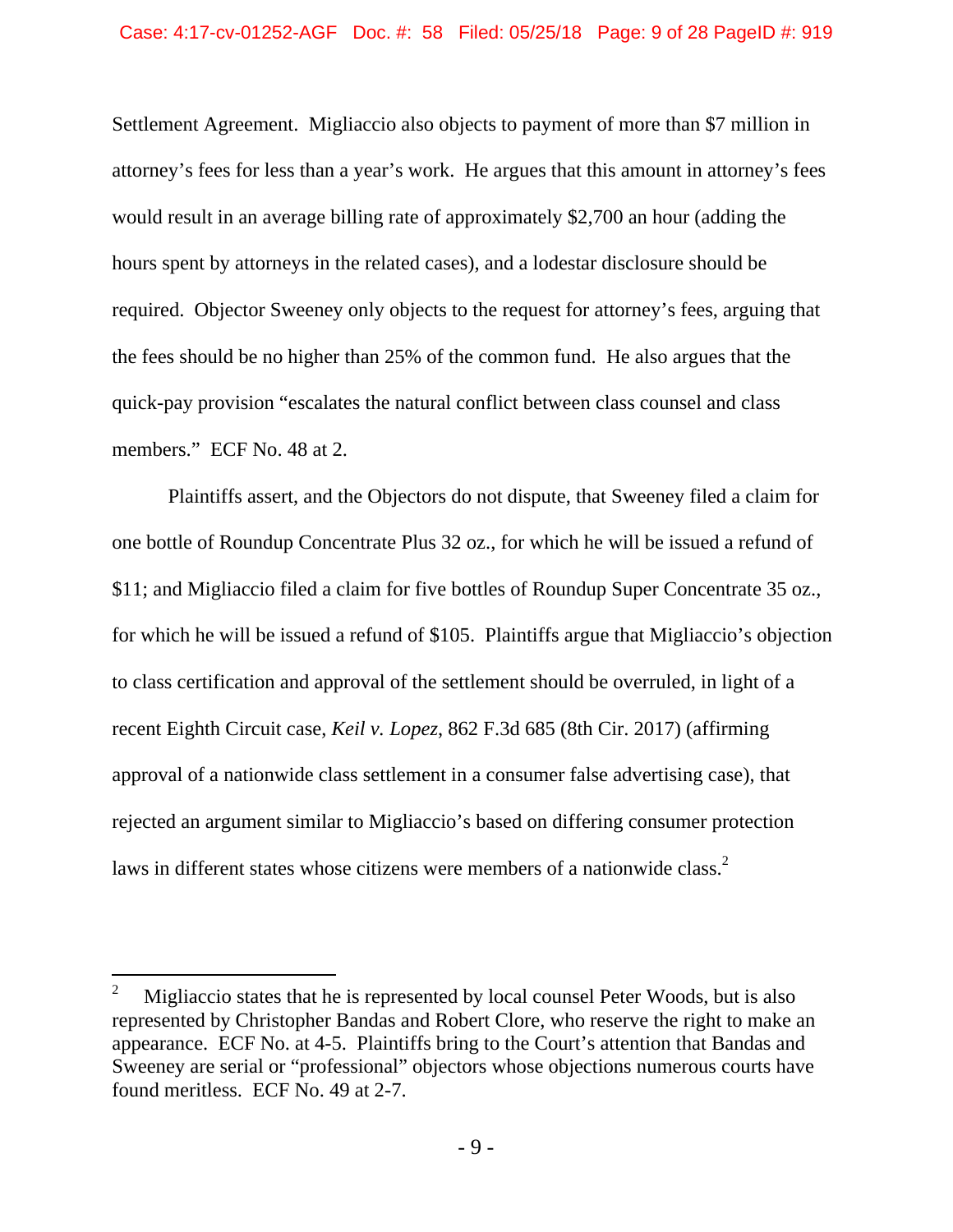Settlement Agreement. Migliaccio also objects to payment of more than $7 million in attorney's fees for less than a year's work. He argues that this amount in attorney's fees would result in an average billing rate of approximately $2,700 an hour (adding the hours spent by attorneys in the related cases), and a lodestar disclosure should be required. Objector Sweeney only objects to the request for attorney's fees, arguing that the fees should be no higher than 25% of the common fund. He also argues that the quick-pay provision "escalates the natural conflict between class counsel and class members." ECF No. 48 at 2.

Plaintiffs assert, and the Objectors do not dispute, that Sweeney filed a claim for one bottle of Roundup Concentrate Plus 32 oz., for which he will be issued a refund of $11; and Migliaccio filed a claim for five bottles of Roundup Super Concentrate 35 oz., for which he will be issued a refund of $105. Plaintiffs argue that Migliaccio's objection to class certification and approval of the settlement should be overruled, in light of a recent Eighth Circuit case, *Keil v. Lopez*, 862 F.3d 685 (8th Cir. 2017) (affirming approval of a nationwide class settlement in a consumer false advertising case), that rejected an argument similar to Migliaccio's based on differing consumer protection laws in different states whose citizens were members of a nationwide class.[2]

---

[2] Migliaccio states that he is represented by local counsel Peter Woods, but is also represented by Christopher Bandas and Robert Clore, who reserve the right to make an appearance. ECF No. at 4-5. Plaintiffs bring to the Court's attention that Bandas and Sweeney are serial or "professional" objectors whose objections numerous courts have found meritless. ECF No. 49 at 2-7.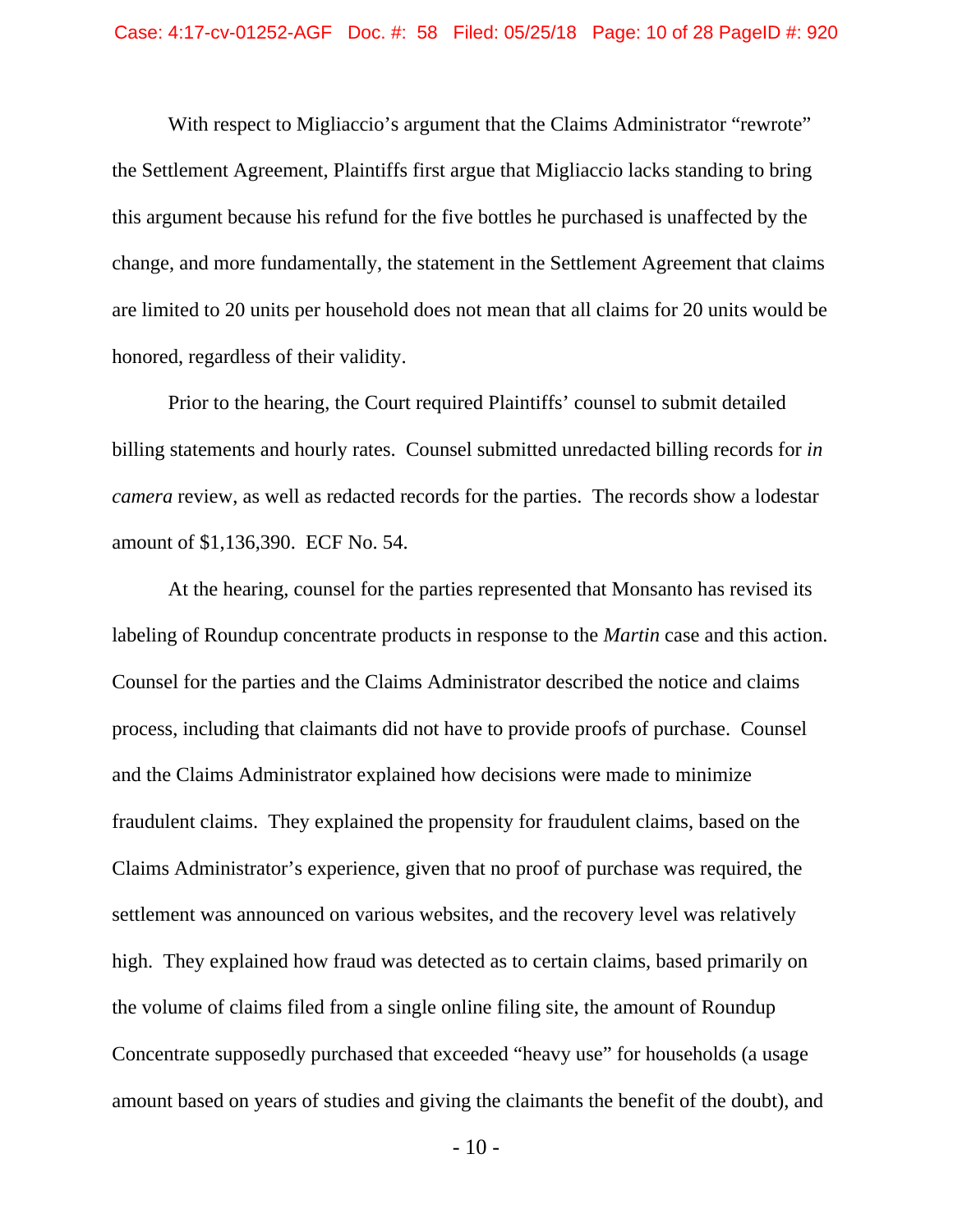With respect to Migliaccio's argument that the Claims Administrator "rewrote" the Settlement Agreement, Plaintiffs first argue that Migliaccio lacks standing to bring this argument because his refund for the five bottles he purchased is unaffected by the change, and more fundamentally, the statement in the Settlement Agreement that claims are limited to 20 units per household does not mean that all claims for 20 units would be honored, regardless of their validity.

Prior to the hearing, the Court required Plaintiffs' counsel to submit detailed billing statements and hourly rates. Counsel submitted unredacted billing records for *in camera* review, as well as redacted records for the parties. The records show a lodestar amount of $1,136,390. ECF No. 54.

At the hearing, counsel for the parties represented that Monsanto has revised its labeling of Roundup concentrate products in response to the *Martin* case and this action. Counsel for the parties and the Claims Administrator described the notice and claims process, including that claimants did not have to provide proofs of purchase. Counsel and the Claims Administrator explained how decisions were made to minimize fraudulent claims. They explained the propensity for fraudulent claims, based on the Claims Administrator's experience, given that no proof of purchase was required, the settlement was announced on various websites, and the recovery level was relatively high. They explained how fraud was detected as to certain claims, based primarily on the volume of claims filed from a single online filing site, the amount of Roundup Concentrate supposedly purchased that exceeded "heavy use" for households (a usage amount based on years of studies and giving the claimants the benefit of the doubt), and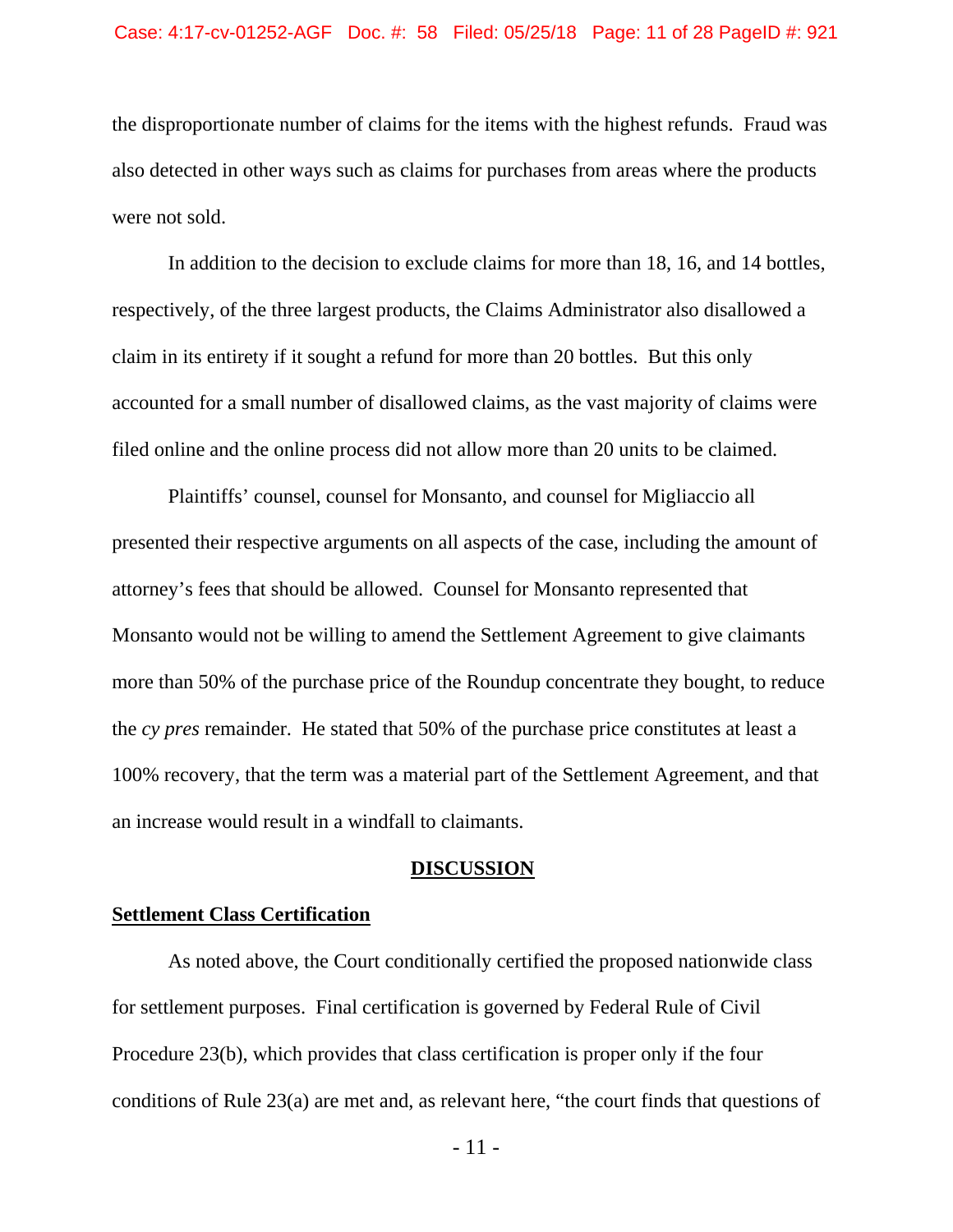the disproportionate number of claims for the items with the highest refunds. Fraud was also detected in other ways such as claims for purchases from areas where the products were not sold.

In addition to the decision to exclude claims for more than 18, 16, and 14 bottles, respectively, of the three largest products, the Claims Administrator also disallowed a claim in its entirety if it sought a refund for more than 20 bottles. But this only accounted for a small number of disallowed claims, as the vast majority of claims were filed online and the online process did not allow more than 20 units to be claimed.

Plaintiffs' counsel, counsel for Monsanto, and counsel for Migliaccio all presented their respective arguments on all aspects of the case, including the amount of attorney's fees that should be allowed. Counsel for Monsanto represented that Monsanto would not be willing to amend the Settlement Agreement to give claimants more than 50% of the purchase price of the Roundup concentrate they bought, to reduce the *cy pres* remainder. He stated that 50% of the purchase price constitutes at least a 100% recovery, that the term was a material part of the Settlement Agreement, and that an increase would result in a windfall to claimants.

## DISCUSSION

### Settlement Class Certification

As noted above, the Court conditionally certified the proposed nationwide class for settlement purposes. Final certification is governed by Federal Rule of Civil Procedure 23(b), which provides that class certification is proper only if the four conditions of Rule 23(a) are met and, as relevant here, "the court finds that questions of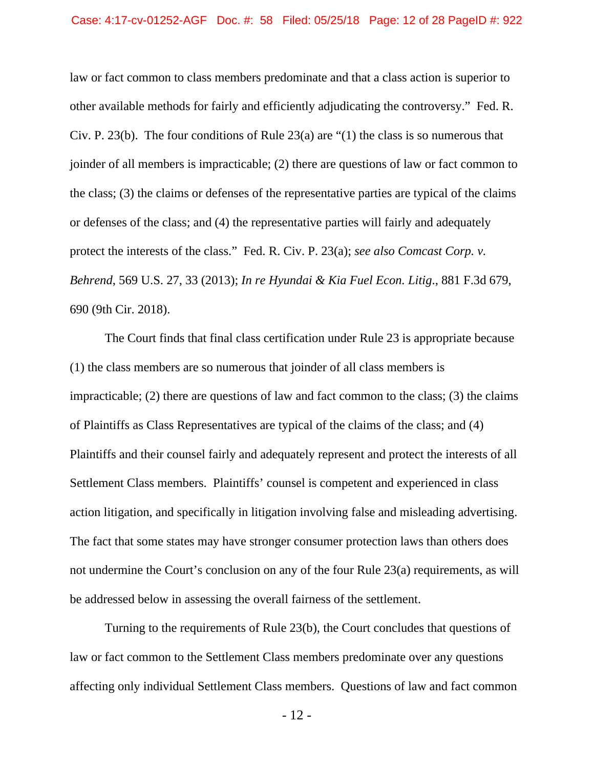law or fact common to class members predominate and that a class action is superior to other available methods for fairly and efficiently adjudicating the controversy." Fed. R. Civ. P. 23(b). The four conditions of Rule 23(a) are "(1) the class is so numerous that joinder of all members is impracticable; (2) there are questions of law or fact common to the class; (3) the claims or defenses of the representative parties are typical of the claims or defenses of the class; and (4) the representative parties will fairly and adequately protect the interests of the class." Fed. R. Civ. P. 23(a); *see also Comcast Corp. v. Behrend*, 569 U.S. 27, 33 (2013); *In re Hyundai & Kia Fuel Econ. Litig.*, 881 F.3d 679, 690 (9th Cir. 2018).

The Court finds that final class certification under Rule 23 is appropriate because (1) the class members are so numerous that joinder of all class members is impracticable; (2) there are questions of law and fact common to the class; (3) the claims of Plaintiffs as Class Representatives are typical of the claims of the class; and (4) Plaintiffs and their counsel fairly and adequately represent and protect the interests of all Settlement Class members. Plaintiffs' counsel is competent and experienced in class action litigation, and specifically in litigation involving false and misleading advertising. The fact that some states may have stronger consumer protection laws than others does not undermine the Court's conclusion on any of the four Rule 23(a) requirements, as will be addressed below in assessing the overall fairness of the settlement.

Turning to the requirements of Rule 23(b), the Court concludes that questions of law or fact common to the Settlement Class members predominate over any questions affecting only individual Settlement Class members. Questions of law and fact common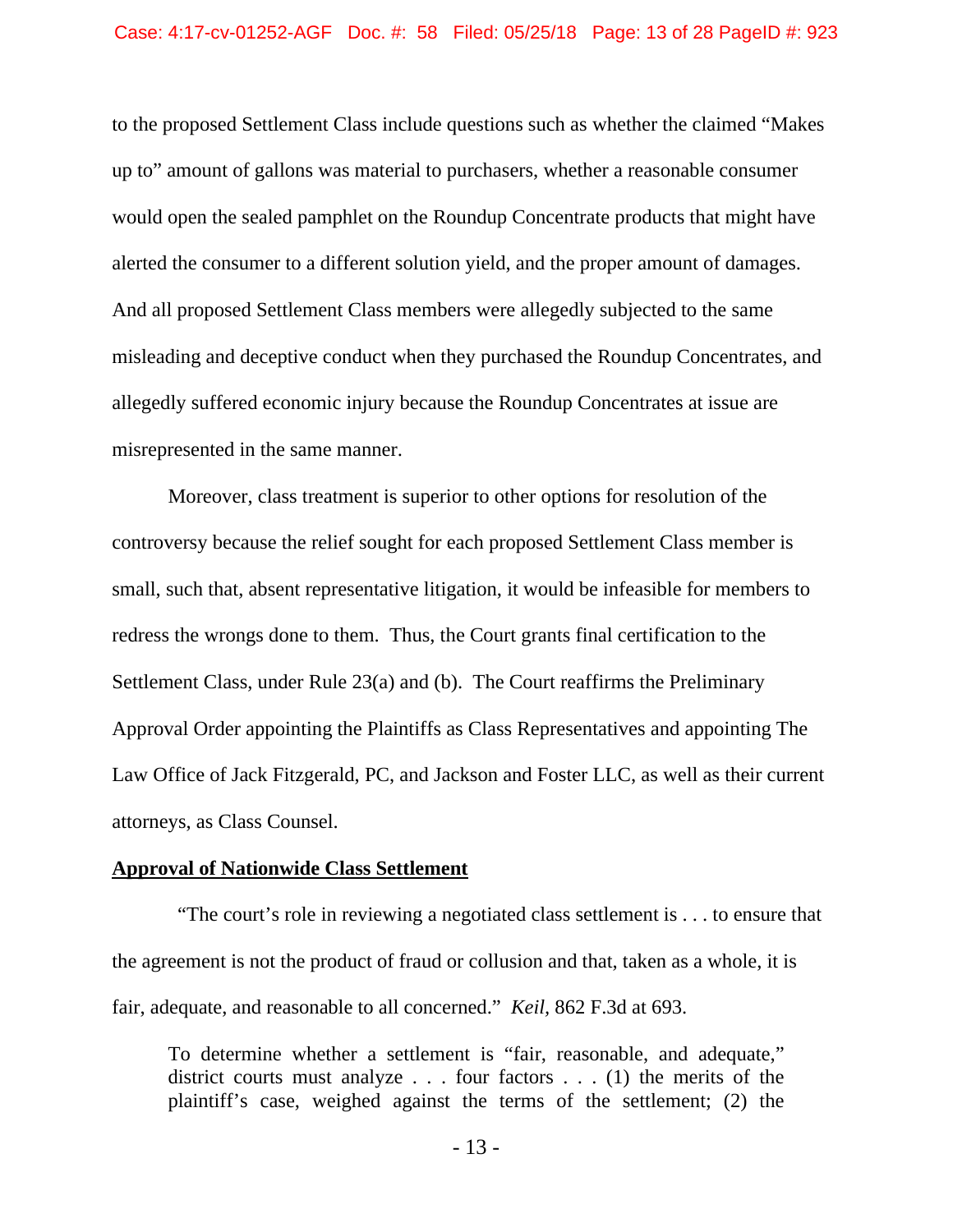to the proposed Settlement Class include questions such as whether the claimed "Makes up to" amount of gallons was material to purchasers, whether a reasonable consumer would open the sealed pamphlet on the Roundup Concentrate products that might have alerted the consumer to a different solution yield, and the proper amount of damages. And all proposed Settlement Class members were allegedly subjected to the same misleading and deceptive conduct when they purchased the Roundup Concentrates, and allegedly suffered economic injury because the Roundup Concentrates at issue are misrepresented in the same manner.

Moreover, class treatment is superior to other options for resolution of the controversy because the relief sought for each proposed Settlement Class member is small, such that, absent representative litigation, it would be infeasible for members to redress the wrongs done to them. Thus, the Court grants final certification to the Settlement Class, under Rule 23(a) and (b). The Court reaffirms the Preliminary Approval Order appointing the Plaintiffs as Class Representatives and appointing The Law Office of Jack Fitzgerald, PC, and Jackson and Foster LLC, as well as their current attorneys, as Class Counsel.

**<u>Approval of Nationwide Class Settlement</u>**

"The court's role in reviewing a negotiated class settlement is . . . to ensure that the agreement is not the product of fraud or collusion and that, taken as a whole, it is fair, adequate, and reasonable to all concerned." *Keil*, 862 F.3d at 693.

> To determine whether a settlement is "fair, reasonable, and adequate," district courts must analyze . . . four factors . . . (1) the merits of the plaintiff's case, weighed against the terms of the settlement; (2) the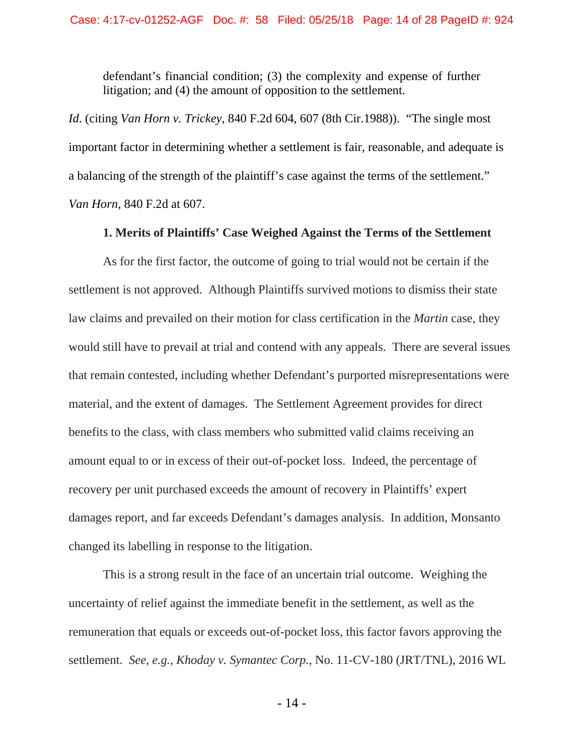defendant's financial condition; (3) the complexity and expense of further litigation; and (4) the amount of opposition to the settlement.

*Id*. (citing *Van Horn v. Trickey*, 840 F.2d 604, 607 (8th Cir.1988)). "The single most important factor in determining whether a settlement is fair, reasonable, and adequate is a balancing of the strength of the plaintiff's case against the terms of the settlement." *Van Horn*, 840 F.2d at 607.

**1. Merits of Plaintiffs' Case Weighed Against the Terms of the Settlement**

As for the first factor, the outcome of going to trial would not be certain if the settlement is not approved. Although Plaintiffs survived motions to dismiss their state law claims and prevailed on their motion for class certification in the *Martin* case, they would still have to prevail at trial and contend with any appeals. There are several issues that remain contested, including whether Defendant's purported misrepresentations were material, and the extent of damages. The Settlement Agreement provides for direct benefits to the class, with class members who submitted valid claims receiving an amount equal to or in excess of their out-of-pocket loss. Indeed, the percentage of recovery per unit purchased exceeds the amount of recovery in Plaintiffs' expert damages report, and far exceeds Defendant's damages analysis. In addition, Monsanto changed its labelling in response to the litigation.

This is a strong result in the face of an uncertain trial outcome. Weighing the uncertainty of relief against the immediate benefit in the settlement, as well as the remuneration that equals or exceeds out-of-pocket loss, this factor favors approving the settlement. *See, e.g.*, *Khoday v. Symantec Corp*., No. 11-CV-180 (JRT/TNL), 2016 WL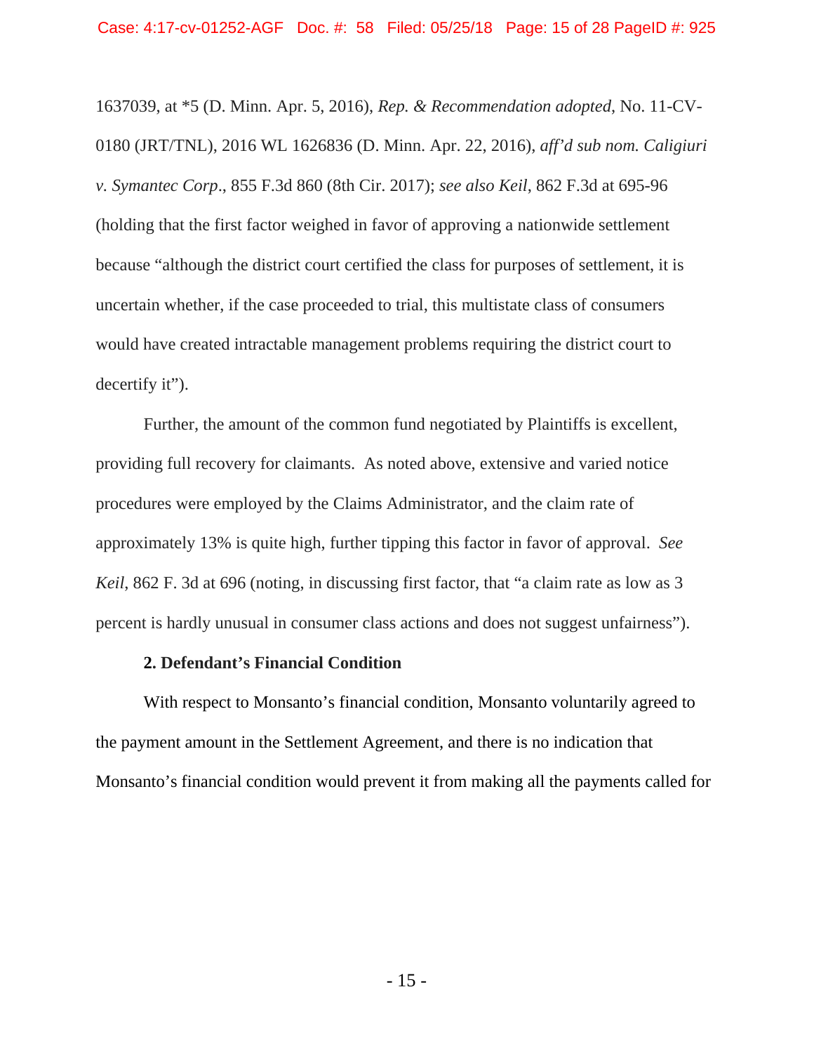1637039, at *5 (D. Minn. Apr. 5, 2016), *Rep. & Recommendation adopted*, No. 11-CV-0180 (JRT/TNL), 2016 WL 1626836 (D. Minn. Apr. 22, 2016), *aff'd sub nom. Caligiuri v. Symantec Corp*., 855 F.3d 860 (8th Cir. 2017); *see also Keil*, 862 F.3d at 695-96 (holding that the first factor weighed in favor of approving a nationwide settlement because "although the district court certified the class for purposes of settlement, it is uncertain whether, if the case proceeded to trial, this multistate class of consumers would have created intractable management problems requiring the district court to decertify it").

Further, the amount of the common fund negotiated by Plaintiffs is excellent, providing full recovery for claimants. As noted above, extensive and varied notice procedures were employed by the Claims Administrator, and the claim rate of approximately 13% is quite high, further tipping this factor in favor of approval. *See Keil*, 862 F. 3d at 696 (noting, in discussing first factor, that "a claim rate as low as 3 percent is hardly unusual in consumer class actions and does not suggest unfairness").

**2. Defendant's Financial Condition**

With respect to Monsanto's financial condition, Monsanto voluntarily agreed to the payment amount in the Settlement Agreement, and there is no indication that Monsanto's financial condition would prevent it from making all the payments called for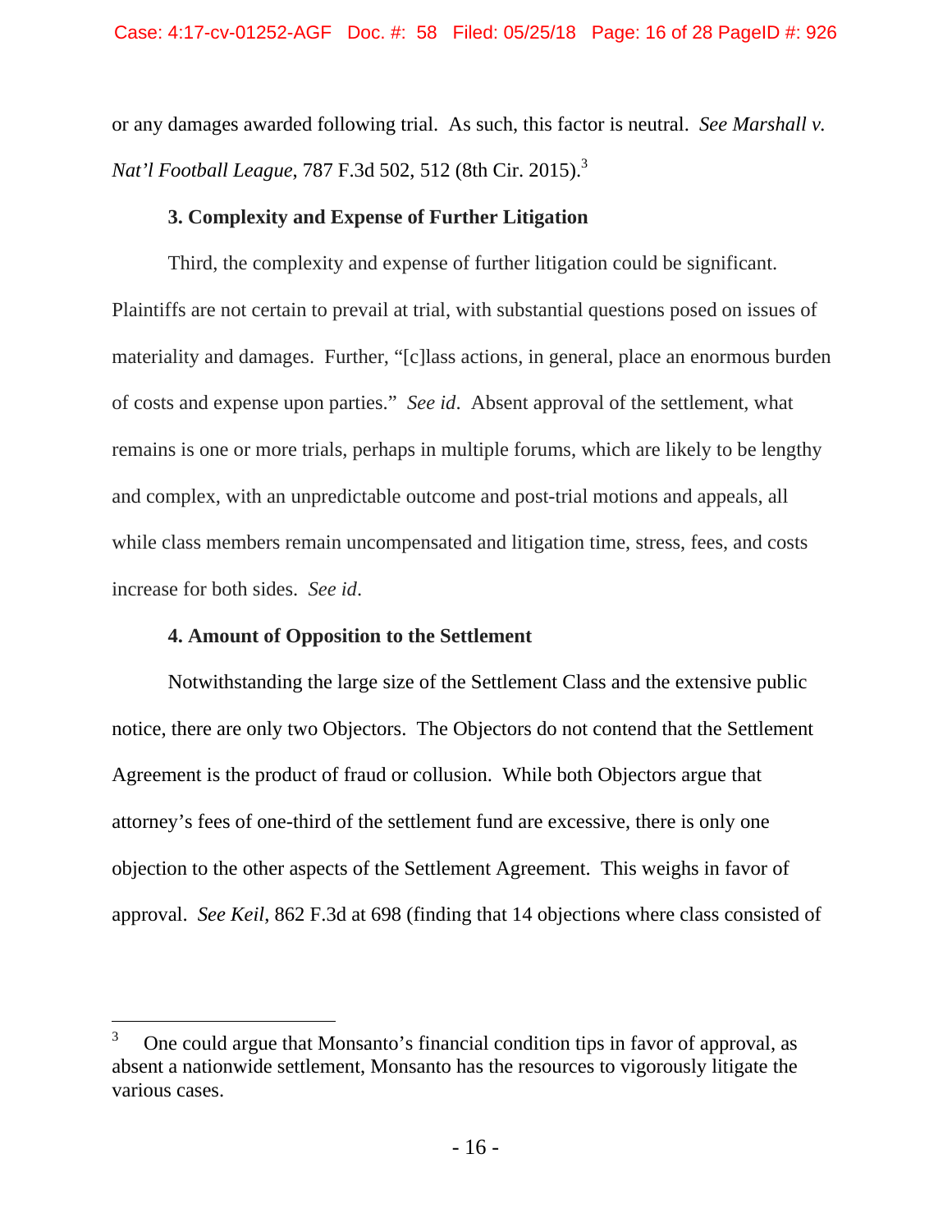or any damages awarded following trial. As such, this factor is neutral. *See Marshall v. Nat'l Football League*, 787 F.3d 502, 512 (8th Cir. 2015).[3]

**3. Complexity and Expense of Further Litigation**

Third, the complexity and expense of further litigation could be significant. Plaintiffs are not certain to prevail at trial, with substantial questions posed on issues of materiality and damages. Further, "[c]lass actions, in general, place an enormous burden of costs and expense upon parties." *See id*. Absent approval of the settlement, what remains is one or more trials, perhaps in multiple forums, which are likely to be lengthy and complex, with an unpredictable outcome and post-trial motions and appeals, all while class members remain uncompensated and litigation time, stress, fees, and costs increase for both sides. *See id*.

**4. Amount of Opposition to the Settlement**

Notwithstanding the large size of the Settlement Class and the extensive public notice, there are only two Objectors. The Objectors do not contend that the Settlement Agreement is the product of fraud or collusion. While both Objectors argue that attorney's fees of one-third of the settlement fund are excessive, there is only one objection to the other aspects of the Settlement Agreement. This weighs in favor of approval. *See Keil*, 862 F.3d at 698 (finding that 14 objections where class consisted of

---

[3] One could argue that Monsanto's financial condition tips in favor of approval, as absent a nationwide settlement, Monsanto has the resources to vigorously litigate the various cases.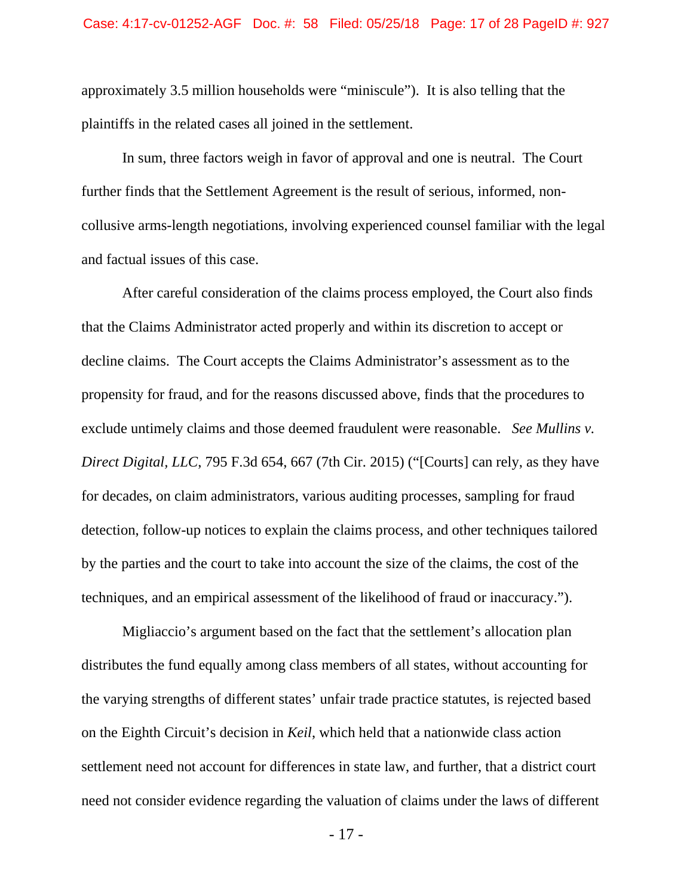approximately 3.5 million households were "miniscule"). It is also telling that the plaintiffs in the related cases all joined in the settlement.

In sum, three factors weigh in favor of approval and one is neutral. The Court further finds that the Settlement Agreement is the result of serious, informed, non-collusive arms-length negotiations, involving experienced counsel familiar with the legal and factual issues of this case.

After careful consideration of the claims process employed, the Court also finds that the Claims Administrator acted properly and within its discretion to accept or decline claims. The Court accepts the Claims Administrator's assessment as to the propensity for fraud, and for the reasons discussed above, finds that the procedures to exclude untimely claims and those deemed fraudulent were reasonable. *See Mullins v. Direct Digital, LLC*, 795 F.3d 654, 667 (7th Cir. 2015) ("[Courts] can rely, as they have for decades, on claim administrators, various auditing processes, sampling for fraud detection, follow-up notices to explain the claims process, and other techniques tailored by the parties and the court to take into account the size of the claims, the cost of the techniques, and an empirical assessment of the likelihood of fraud or inaccuracy.").

Migliaccio's argument based on the fact that the settlement's allocation plan distributes the fund equally among class members of all states, without accounting for the varying strengths of different states' unfair trade practice statutes, is rejected based on the Eighth Circuit's decision in *Keil*, which held that a nationwide class action settlement need not account for differences in state law, and further, that a district court need not consider evidence regarding the valuation of claims under the laws of different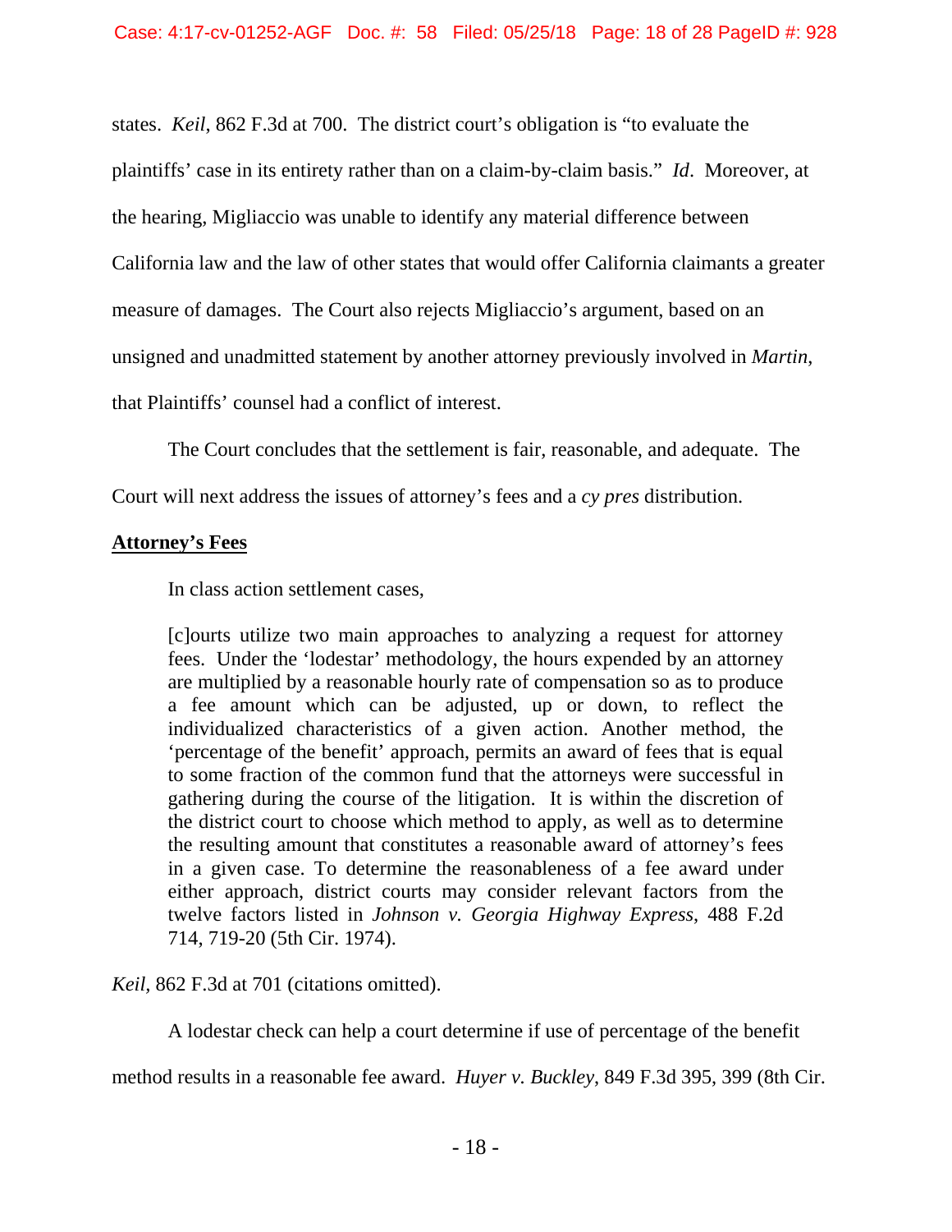states. *Keil*, 862 F.3d at 700. The district court's obligation is "to evaluate the plaintiffs' case in its entirety rather than on a claim-by-claim basis." *Id*. Moreover, at the hearing, Migliaccio was unable to identify any material difference between California law and the law of other states that would offer California claimants a greater measure of damages. The Court also rejects Migliaccio's argument, based on an unsigned and unadmitted statement by another attorney previously involved in *Martin*, that Plaintiffs' counsel had a conflict of interest.

The Court concludes that the settlement is fair, reasonable, and adequate. The Court will next address the issues of attorney's fees and a *cy pres* distribution.

**Attorney's Fees**

In class action settlement cases,

> [c]ourts utilize two main approaches to analyzing a request for attorney fees. Under the 'lodestar' methodology, the hours expended by an attorney are multiplied by a reasonable hourly rate of compensation so as to produce a fee amount which can be adjusted, up or down, to reflect the individualized characteristics of a given action. Another method, the 'percentage of the benefit' approach, permits an award of fees that is equal to some fraction of the common fund that the attorneys were successful in gathering during the course of the litigation. It is within the discretion of the district court to choose which method to apply, as well as to determine the resulting amount that constitutes a reasonable award of attorney's fees in a given case. To determine the reasonableness of a fee award under either approach, district courts may consider relevant factors from the twelve factors listed in *Johnson v. Georgia Highway Express*, 488 F.2d 714, 719-20 (5th Cir. 1974).

*Keil*, 862 F.3d at 701 (citations omitted).

A lodestar check can help a court determine if use of percentage of the benefit method results in a reasonable fee award. *Huyer v. Buckley*, 849 F.3d 395, 399 (8th Cir.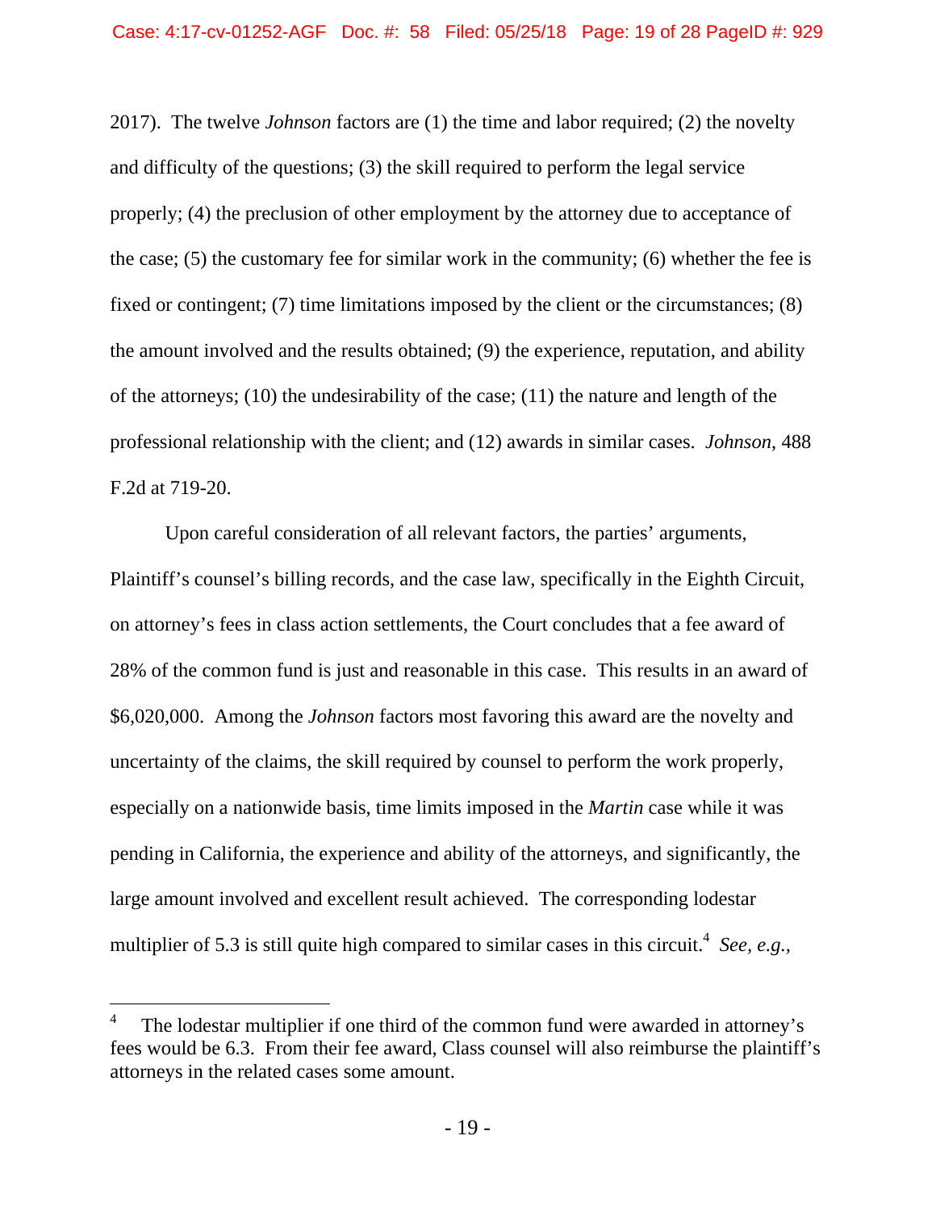2017). The twelve *Johnson* factors are (1) the time and labor required; (2) the novelty and difficulty of the questions; (3) the skill required to perform the legal service properly; (4) the preclusion of other employment by the attorney due to acceptance of the case; (5) the customary fee for similar work in the community; (6) whether the fee is fixed or contingent; (7) time limitations imposed by the client or the circumstances; (8) the amount involved and the results obtained; (9) the experience, reputation, and ability of the attorneys; (10) the undesirability of the case; (11) the nature and length of the professional relationship with the client; and (12) awards in similar cases. *Johnson*, 488 F.2d at 719-20.

Upon careful consideration of all relevant factors, the parties' arguments, Plaintiff's counsel's billing records, and the case law, specifically in the Eighth Circuit, on attorney's fees in class action settlements, the Court concludes that a fee award of 28% of the common fund is just and reasonable in this case. This results in an award of $6,020,000. Among the *Johnson* factors most favoring this award are the novelty and uncertainty of the claims, the skill required by counsel to perform the work properly, especially on a nationwide basis, time limits imposed in the *Martin* case while it was pending in California, the experience and ability of the attorneys, and significantly, the large amount involved and excellent result achieved. The corresponding lodestar multiplier of 5.3 is still quite high compared to similar cases in this circuit.[4] *See, e.g.*,

---

[4] The lodestar multiplier if one third of the common fund were awarded in attorney's fees would be 6.3. From their fee award, Class counsel will also reimburse the plaintiff's attorneys in the related cases some amount.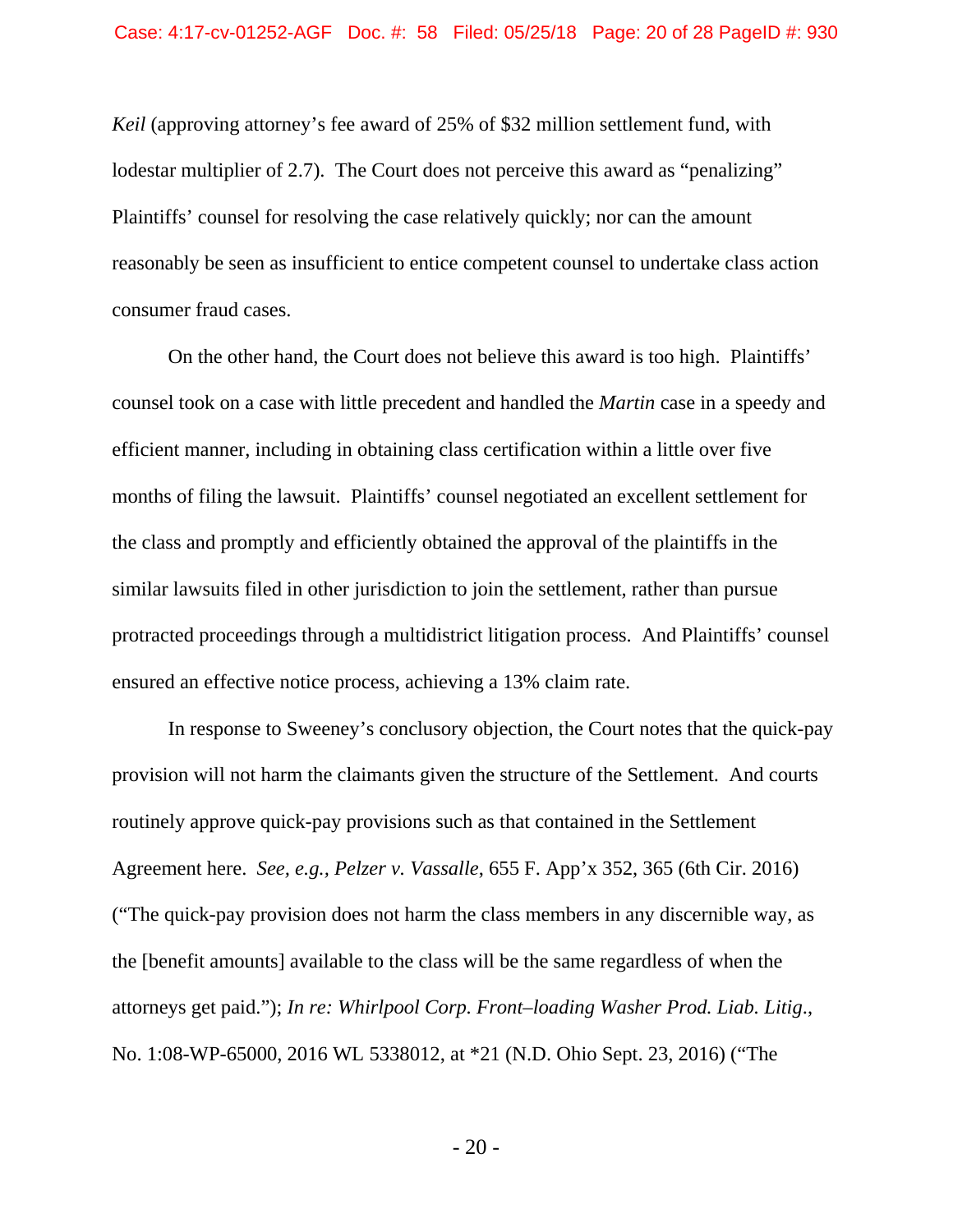*Keil* (approving attorney's fee award of 25% of $32 million settlement fund, with lodestar multiplier of 2.7). The Court does not perceive this award as "penalizing" Plaintiffs' counsel for resolving the case relatively quickly; nor can the amount reasonably be seen as insufficient to entice competent counsel to undertake class action consumer fraud cases.

On the other hand, the Court does not believe this award is too high. Plaintiffs' counsel took on a case with little precedent and handled the *Martin* case in a speedy and efficient manner, including in obtaining class certification within a little over five months of filing the lawsuit. Plaintiffs' counsel negotiated an excellent settlement for the class and promptly and efficiently obtained the approval of the plaintiffs in the similar lawsuits filed in other jurisdiction to join the settlement, rather than pursue protracted proceedings through a multidistrict litigation process. And Plaintiffs' counsel ensured an effective notice process, achieving a 13% claim rate.

In response to Sweeney's conclusory objection, the Court notes that the quick-pay provision will not harm the claimants given the structure of the Settlement. And courts routinely approve quick-pay provisions such as that contained in the Settlement Agreement here. *See, e.g., Pelzer v. Vassalle*, 655 F. App'x 352, 365 (6th Cir. 2016) ("The quick-pay provision does not harm the class members in any discernible way, as the [benefit amounts] available to the class will be the same regardless of when the attorneys get paid."); *In re: Whirlpool Corp. Front–loading Washer Prod. Liab. Litig.*, No. 1:08-WP-65000, 2016 WL 5338012, at *21 (N.D. Ohio Sept. 23, 2016) ("The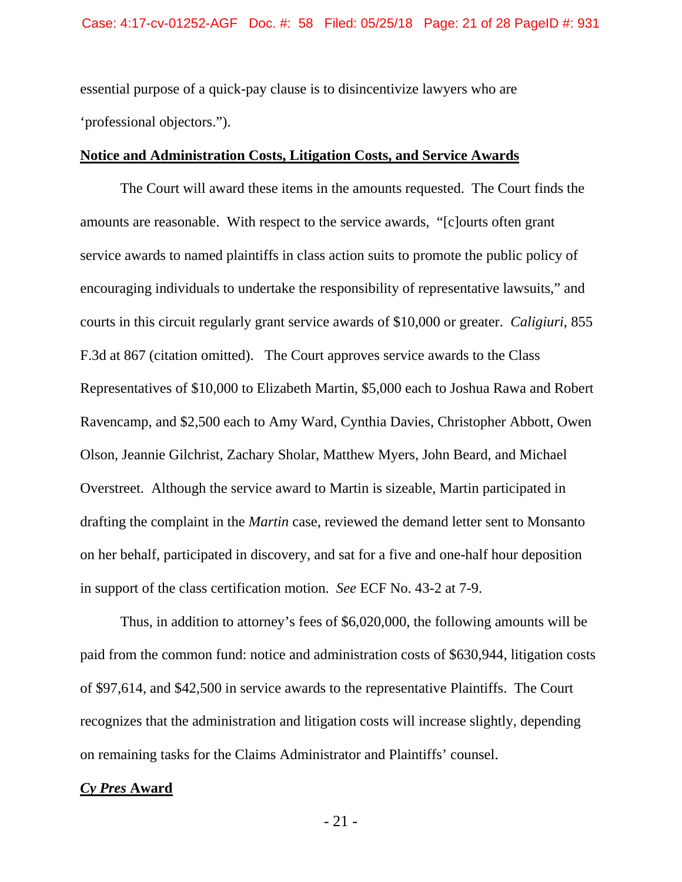essential purpose of a quick-pay clause is to disincentivize lawyers who are 'professional objectors.").

**Notice and Administration Costs, Litigation Costs, and Service Awards**

The Court will award these items in the amounts requested. The Court finds the amounts are reasonable. With respect to the service awards, "[c]ourts often grant service awards to named plaintiffs in class action suits to promote the public policy of encouraging individuals to undertake the responsibility of representative lawsuits," and courts in this circuit regularly grant service awards of $10,000 or greater. *Caligiuri*, 855 F.3d at 867 (citation omitted). The Court approves service awards to the Class Representatives of $10,000 to Elizabeth Martin, $5,000 each to Joshua Rawa and Robert Ravencamp, and $2,500 each to Amy Ward, Cynthia Davies, Christopher Abbott, Owen Olson, Jeannie Gilchrist, Zachary Sholar, Matthew Myers, John Beard, and Michael Overstreet. Although the service award to Martin is sizeable, Martin participated in drafting the complaint in the *Martin* case, reviewed the demand letter sent to Monsanto on her behalf, participated in discovery, and sat for a five and one-half hour deposition in support of the class certification motion. *See* ECF No. 43-2 at 7-9.

Thus, in addition to attorney's fees of $6,020,000, the following amounts will be paid from the common fund: notice and administration costs of $630,944, litigation costs of $97,614, and $42,500 in service awards to the representative Plaintiffs. The Court recognizes that the administration and litigation costs will increase slightly, depending on remaining tasks for the Claims Administrator and Plaintiffs' counsel.

***Cy Pres* Award**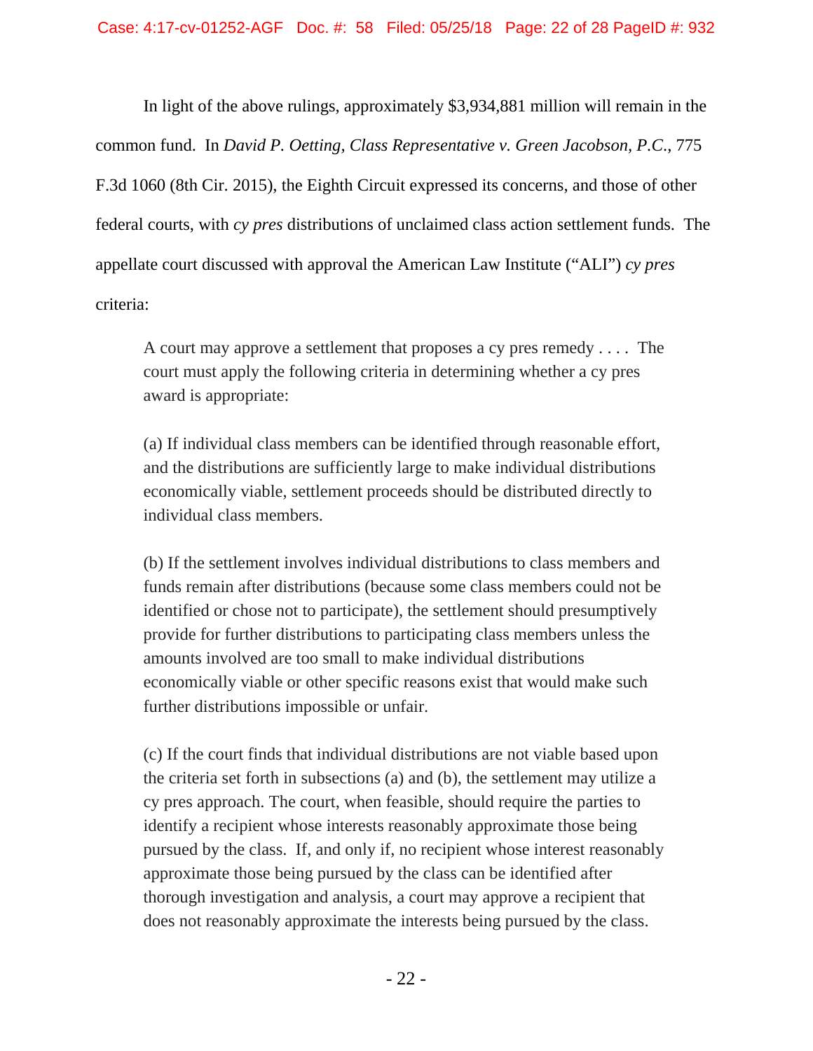In light of the above rulings, approximately $3,934,881 million will remain in the common fund. In *David P. Oetting, Class Representative v. Green Jacobson, P.C.*, 775 F.3d 1060 (8th Cir. 2015), the Eighth Circuit expressed its concerns, and those of other federal courts, with *cy pres* distributions of unclaimed class action settlement funds. The appellate court discussed with approval the American Law Institute ("ALI") *cy pres* criteria:

> A court may approve a settlement that proposes a cy pres remedy . . . . The court must apply the following criteria in determining whether a cy pres award is appropriate:
>
> (a) If individual class members can be identified through reasonable effort, and the distributions are sufficiently large to make individual distributions economically viable, settlement proceeds should be distributed directly to individual class members.
>
> (b) If the settlement involves individual distributions to class members and funds remain after distributions (because some class members could not be identified or chose not to participate), the settlement should presumptively provide for further distributions to participating class members unless the amounts involved are too small to make individual distributions economically viable or other specific reasons exist that would make such further distributions impossible or unfair.
>
> (c) If the court finds that individual distributions are not viable based upon the criteria set forth in subsections (a) and (b), the settlement may utilize a cy pres approach. The court, when feasible, should require the parties to identify a recipient whose interests reasonably approximate those being pursued by the class. If, and only if, no recipient whose interest reasonably approximate those being pursued by the class can be identified after thorough investigation and analysis, a court may approve a recipient that does not reasonably approximate the interests being pursued by the class.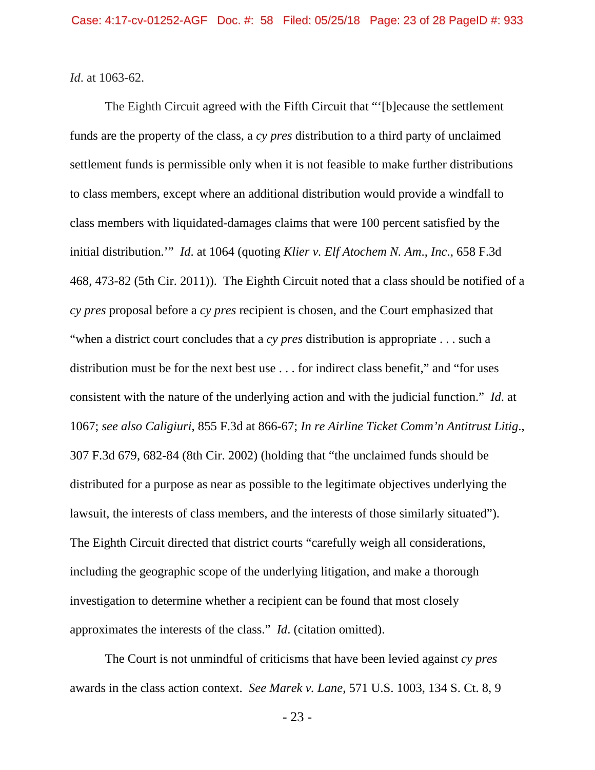*Id*. at 1063-62.

The Eighth Circuit agreed with the Fifth Circuit that "'[b]ecause the settlement funds are the property of the class, a *cy pres* distribution to a third party of unclaimed settlement funds is permissible only when it is not feasible to make further distributions to class members, except where an additional distribution would provide a windfall to class members with liquidated-damages claims that were 100 percent satisfied by the initial distribution.'" *Id*. at 1064 (quoting *Klier v. Elf Atochem N. Am., Inc.*, 658 F.3d 468, 473-82 (5th Cir. 2011)). The Eighth Circuit noted that a class should be notified of a *cy pres* proposal before a *cy pres* recipient is chosen, and the Court emphasized that "when a district court concludes that a *cy pres* distribution is appropriate . . . such a distribution must be for the next best use . . . for indirect class benefit," and "for uses consistent with the nature of the underlying action and with the judicial function." *Id*. at 1067; *see also Caligiuri*, 855 F.3d at 866-67; *In re Airline Ticket Comm'n Antitrust Litig.*, 307 F.3d 679, 682-84 (8th Cir. 2002) (holding that "the unclaimed funds should be distributed for a purpose as near as possible to the legitimate objectives underlying the lawsuit, the interests of class members, and the interests of those similarly situated"). The Eighth Circuit directed that district courts "carefully weigh all considerations, including the geographic scope of the underlying litigation, and make a thorough investigation to determine whether a recipient can be found that most closely approximates the interests of the class." *Id*. (citation omitted).

The Court is not unmindful of criticisms that have been levied against *cy pres* awards in the class action context. *See Marek v. Lane*, 571 U.S. 1003, 134 S. Ct. 8, 9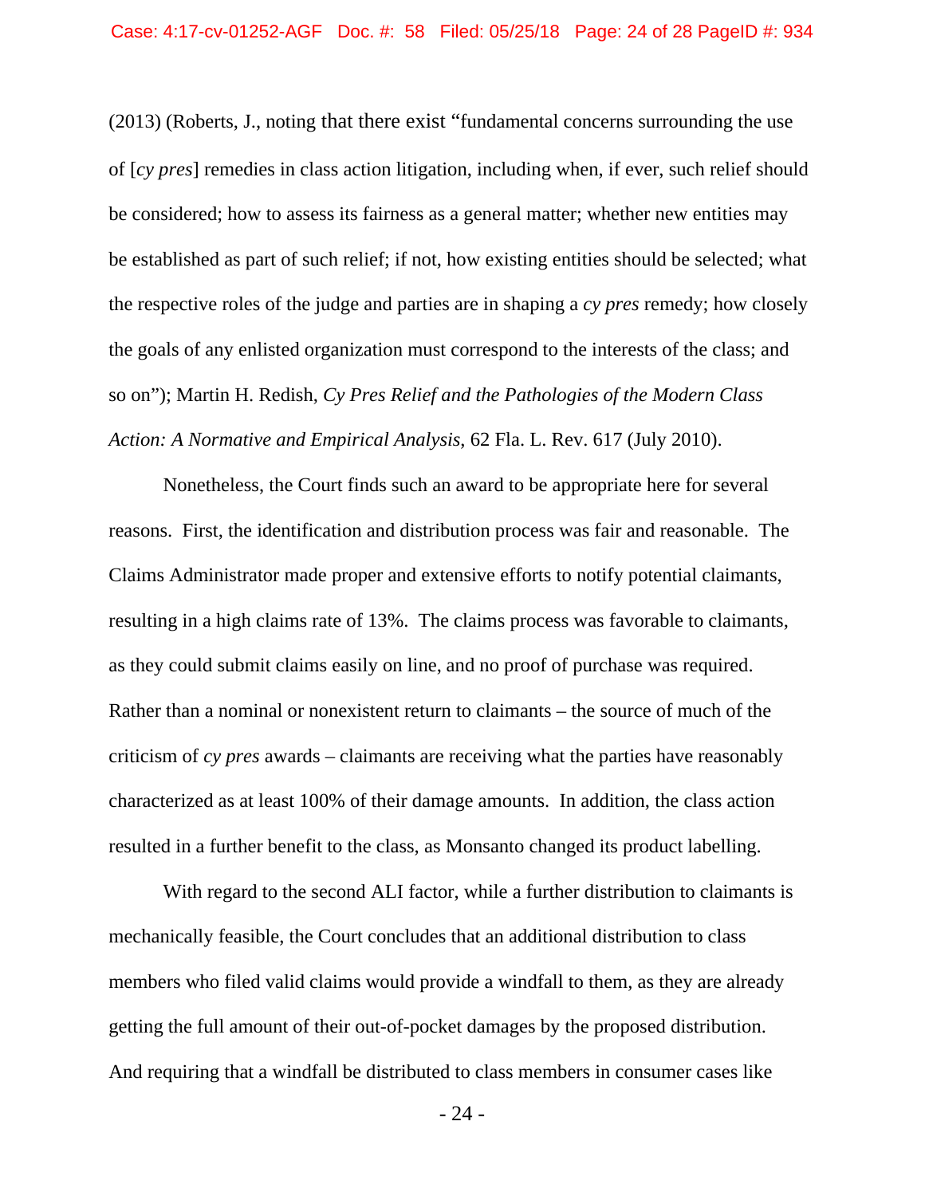(2013) (Roberts, J., noting that there exist "fundamental concerns surrounding the use of [*cy pres*] remedies in class action litigation, including when, if ever, such relief should be considered; how to assess its fairness as a general matter; whether new entities may be established as part of such relief; if not, how existing entities should be selected; what the respective roles of the judge and parties are in shaping a *cy pres* remedy; how closely the goals of any enlisted organization must correspond to the interests of the class; and so on"); Martin H. Redish, *Cy Pres Relief and the Pathologies of the Modern Class Action: A Normative and Empirical Analysis*, 62 Fla. L. Rev. 617 (July 2010).

Nonetheless, the Court finds such an award to be appropriate here for several reasons. First, the identification and distribution process was fair and reasonable. The Claims Administrator made proper and extensive efforts to notify potential claimants, resulting in a high claims rate of 13%. The claims process was favorable to claimants, as they could submit claims easily on line, and no proof of purchase was required. Rather than a nominal or nonexistent return to claimants – the source of much of the criticism of *cy pres* awards – claimants are receiving what the parties have reasonably characterized as at least 100% of their damage amounts. In addition, the class action resulted in a further benefit to the class, as Monsanto changed its product labelling.

With regard to the second ALI factor, while a further distribution to claimants is mechanically feasible, the Court concludes that an additional distribution to class members who filed valid claims would provide a windfall to them, as they are already getting the full amount of their out-of-pocket damages by the proposed distribution. And requiring that a windfall be distributed to class members in consumer cases like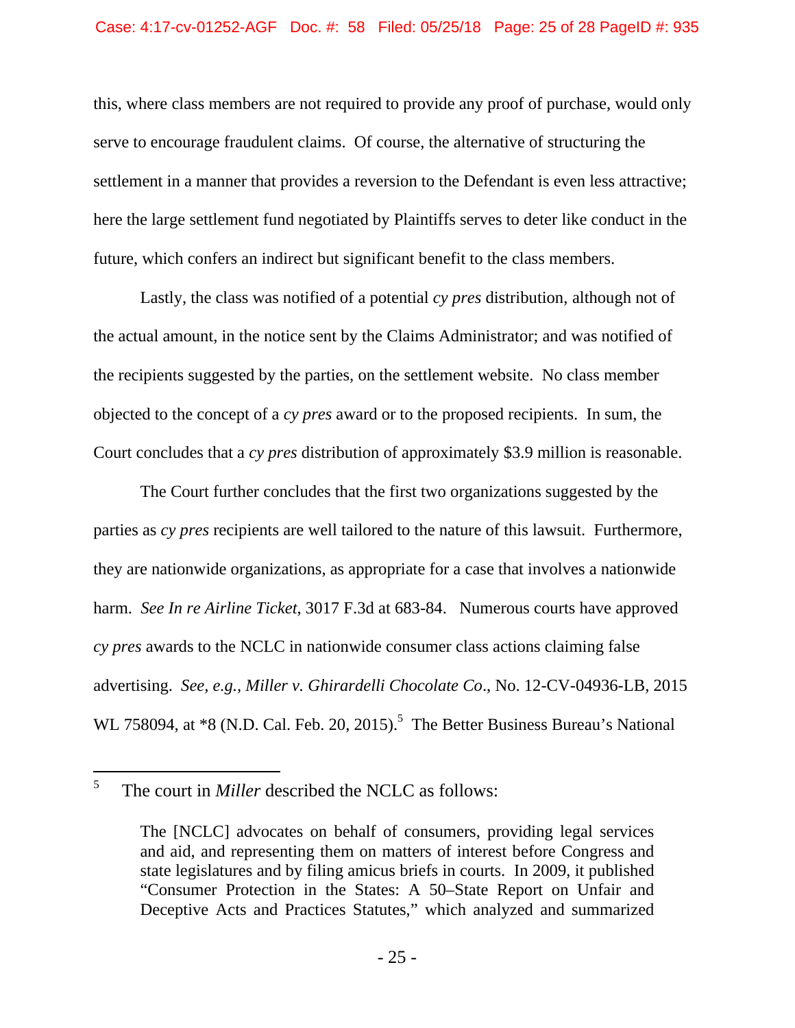this, where class members are not required to provide any proof of purchase, would only serve to encourage fraudulent claims. Of course, the alternative of structuring the settlement in a manner that provides a reversion to the Defendant is even less attractive; here the large settlement fund negotiated by Plaintiffs serves to deter like conduct in the future, which confers an indirect but significant benefit to the class members.

Lastly, the class was notified of a potential *cy pres* distribution, although not of the actual amount, in the notice sent by the Claims Administrator; and was notified of the recipients suggested by the parties, on the settlement website. No class member objected to the concept of a *cy pres* award or to the proposed recipients. In sum, the Court concludes that a *cy pres* distribution of approximately $3.9 million is reasonable.

The Court further concludes that the first two organizations suggested by the parties as *cy pres* recipients are well tailored to the nature of this lawsuit. Furthermore, they are nationwide organizations, as appropriate for a case that involves a nationwide harm. *See In re Airline Ticket*, 3017 F.3d at 683-84. Numerous courts have approved *cy pres* awards to the NCLC in nationwide consumer class actions claiming false advertising. *See, e.g., Miller v. Ghirardelli Chocolate Co*., No. 12-CV-04936-LB, 2015 WL 758094, at *8 (N.D. Cal. Feb. 20, 2015).[5] The Better Business Bureau's National

---

[5] The court in *Miller* described the NCLC as follows:

> The [NCLC] advocates on behalf of consumers, providing legal services and aid, and representing them on matters of interest before Congress and state legislatures and by filing amicus briefs in courts. In 2009, it published "Consumer Protection in the States: A 50–State Report on Unfair and Deceptive Acts and Practices Statutes," which analyzed and summarized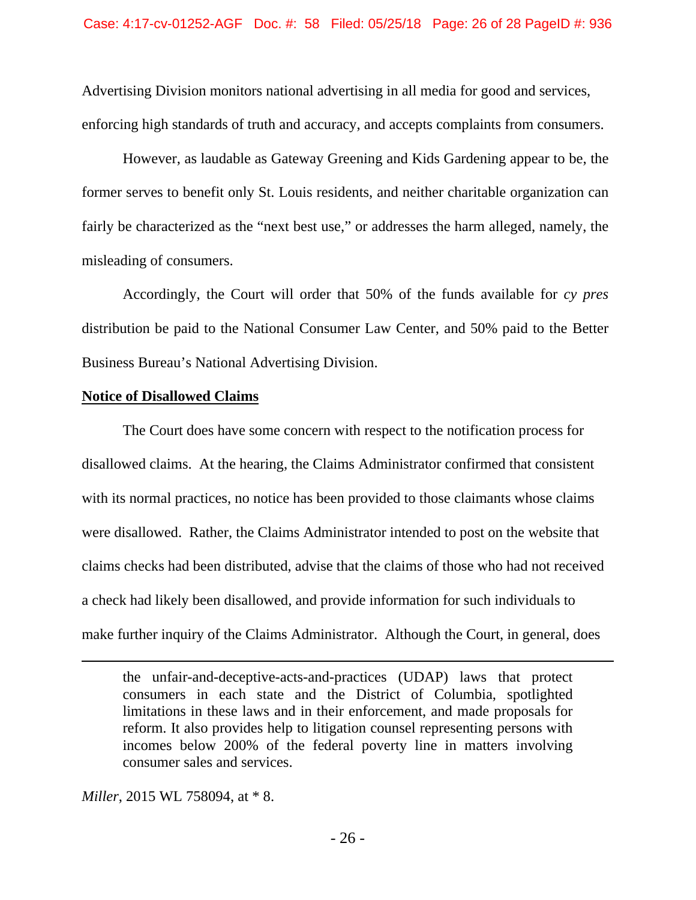Advertising Division monitors national advertising in all media for good and services, enforcing high standards of truth and accuracy, and accepts complaints from consumers.

However, as laudable as Gateway Greening and Kids Gardening appear to be, the former serves to benefit only St. Louis residents, and neither charitable organization can fairly be characterized as the "next best use," or addresses the harm alleged, namely, the misleading of consumers.

Accordingly, the Court will order that 50% of the funds available for *cy pres* distribution be paid to the National Consumer Law Center, and 50% paid to the Better Business Bureau's National Advertising Division.

**Notice of Disallowed Claims**

The Court does have some concern with respect to the notification process for disallowed claims. At the hearing, the Claims Administrator confirmed that consistent with its normal practices, no notice has been provided to those claimants whose claims were disallowed. Rather, the Claims Administrator intended to post on the website that claims checks had been distributed, advise that the claims of those who had not received a check had likely been disallowed, and provide information for such individuals to make further inquiry of the Claims Administrator. Although the Court, in general, does

---

> the unfair-and-deceptive-acts-and-practices (UDAP) laws that protect consumers in each state and the District of Columbia, spotlighted limitations in these laws and in their enforcement, and made proposals for reform. It also provides help to litigation counsel representing persons with incomes below 200% of the federal poverty line in matters involving consumer sales and services.

*Miller*, 2015 WL 758094, at * 8.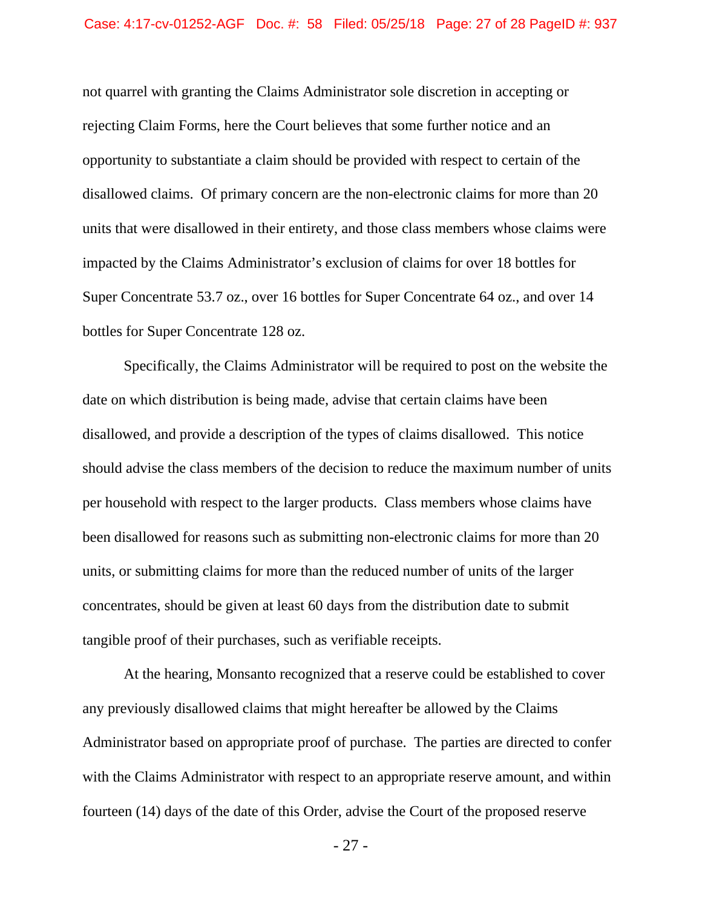not quarrel with granting the Claims Administrator sole discretion in accepting or rejecting Claim Forms, here the Court believes that some further notice and an opportunity to substantiate a claim should be provided with respect to certain of the disallowed claims. Of primary concern are the non-electronic claims for more than 20 units that were disallowed in their entirety, and those class members whose claims were impacted by the Claims Administrator's exclusion of claims for over 18 bottles for Super Concentrate 53.7 oz., over 16 bottles for Super Concentrate 64 oz., and over 14 bottles for Super Concentrate 128 oz.

Specifically, the Claims Administrator will be required to post on the website the date on which distribution is being made, advise that certain claims have been disallowed, and provide a description of the types of claims disallowed. This notice should advise the class members of the decision to reduce the maximum number of units per household with respect to the larger products. Class members whose claims have been disallowed for reasons such as submitting non-electronic claims for more than 20 units, or submitting claims for more than the reduced number of units of the larger concentrates, should be given at least 60 days from the distribution date to submit tangible proof of their purchases, such as verifiable receipts.

At the hearing, Monsanto recognized that a reserve could be established to cover any previously disallowed claims that might hereafter be allowed by the Claims Administrator based on appropriate proof of purchase. The parties are directed to confer with the Claims Administrator with respect to an appropriate reserve amount, and within fourteen (14) days of the date of this Order, advise the Court of the proposed reserve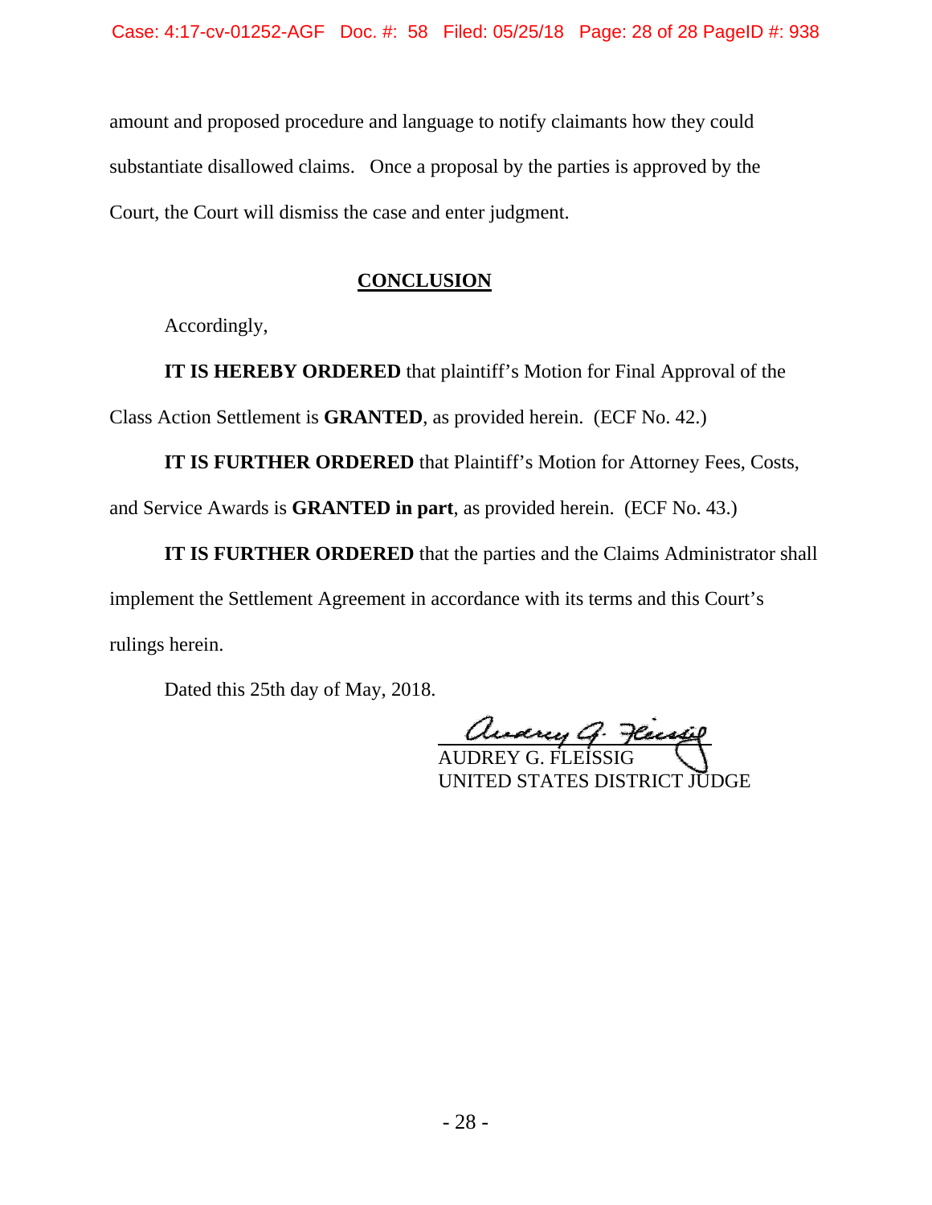amount and proposed procedure and language to notify claimants how they could substantiate disallowed claims. Once a proposal by the parties is approved by the Court, the Court will dismiss the case and enter judgment.

## CONCLUSION

Accordingly,

**IT IS HEREBY ORDERED** that plaintiff's Motion for Final Approval of the Class Action Settlement is **GRANTED**, as provided herein. (ECF No. 42.)

**IT IS FURTHER ORDERED** that Plaintiff's Motion for Attorney Fees, Costs, and Service Awards is **GRANTED in part**, as provided herein. (ECF No. 43.)

**IT IS FURTHER ORDERED** that the parties and the Claims Administrator shall implement the Settlement Agreement in accordance with its terms and this Court's rulings herein.

Dated this 25th day of May, 2018.

AUDREY G. FLEISSIG
UNITED STATES DISTRICT JUDGE